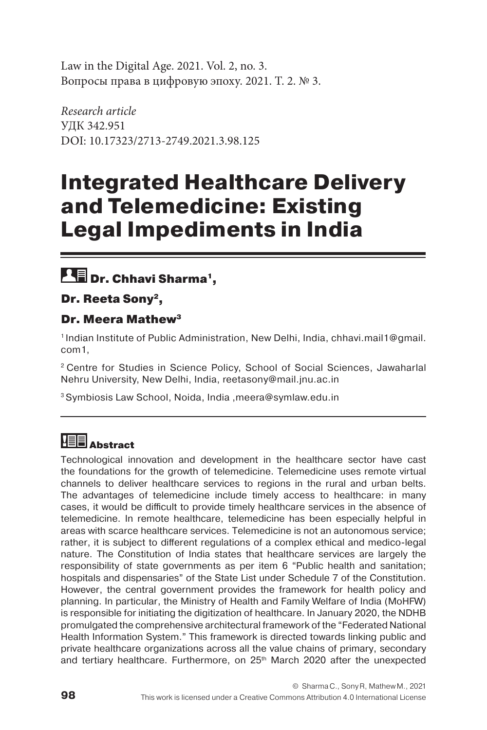Law in the Digital Age. 2021. Vol. 2, no. 3.
Вопросы права в цифровую эпоху. 2021. Т. 2. № 3.

*Research article*
УДК 342.951
DOI: 10.17323/2713-2749.2021.3.98.125

# Integrated Healthcare Delivery and Telemedicine: Existing Legal Impediments in India

**Dr. Chhavi Sharma[1],**

**Dr. Reeta Sony[2],**

**Dr. Meera Mathew[3]**

[1] Indian Institute of Public Administration, New Delhi, India, chhavi.mail1@gmail.com1,

[2] Centre for Studies in Science Policy, School of Social Sciences, Jawaharlal Nehru University, New Delhi, India, reetasony@mail.jnu.ac.in

[3] Symbiosis Law School, Noida, India ,meera@symlaw.edu.in

## Abstract

Technological innovation and development in the healthcare sector have cast the foundations for the growth of telemedicine. Telemedicine uses remote virtual channels to deliver healthcare services to regions in the rural and urban belts. The advantages of telemedicine include timely access to healthcare: in many cases, it would be difficult to provide timely healthcare services in the absence of telemedicine. In remote healthcare, telemedicine has been especially helpful in areas with scarce healthcare services. Telemedicine is not an autonomous service; rather, it is subject to different regulations of a complex ethical and medico-legal nature. The Constitution of India states that healthcare services are largely the responsibility of state governments as per item 6 "Public health and sanitation; hospitals and dispensaries" of the State List under Schedule 7 of the Constitution. However, the central government provides the framework for health policy and planning. In particular, the Ministry of Health and Family Welfare of India (MoHFW) is responsible for initiating the digitization of healthcare. In January 2020, the NDHB promulgated the comprehensive architectural framework of the "Federated National Health Information System." This framework is directed towards linking public and private healthcare organizations across all the value chains of primary, secondary and tertiary healthcare. Furthermore, on 25th March 2020 after the unexpected

© Sharma C., Sony R, Mathew M., 2021

This work is licensed under a Creative Commons Attribution 4.0 International License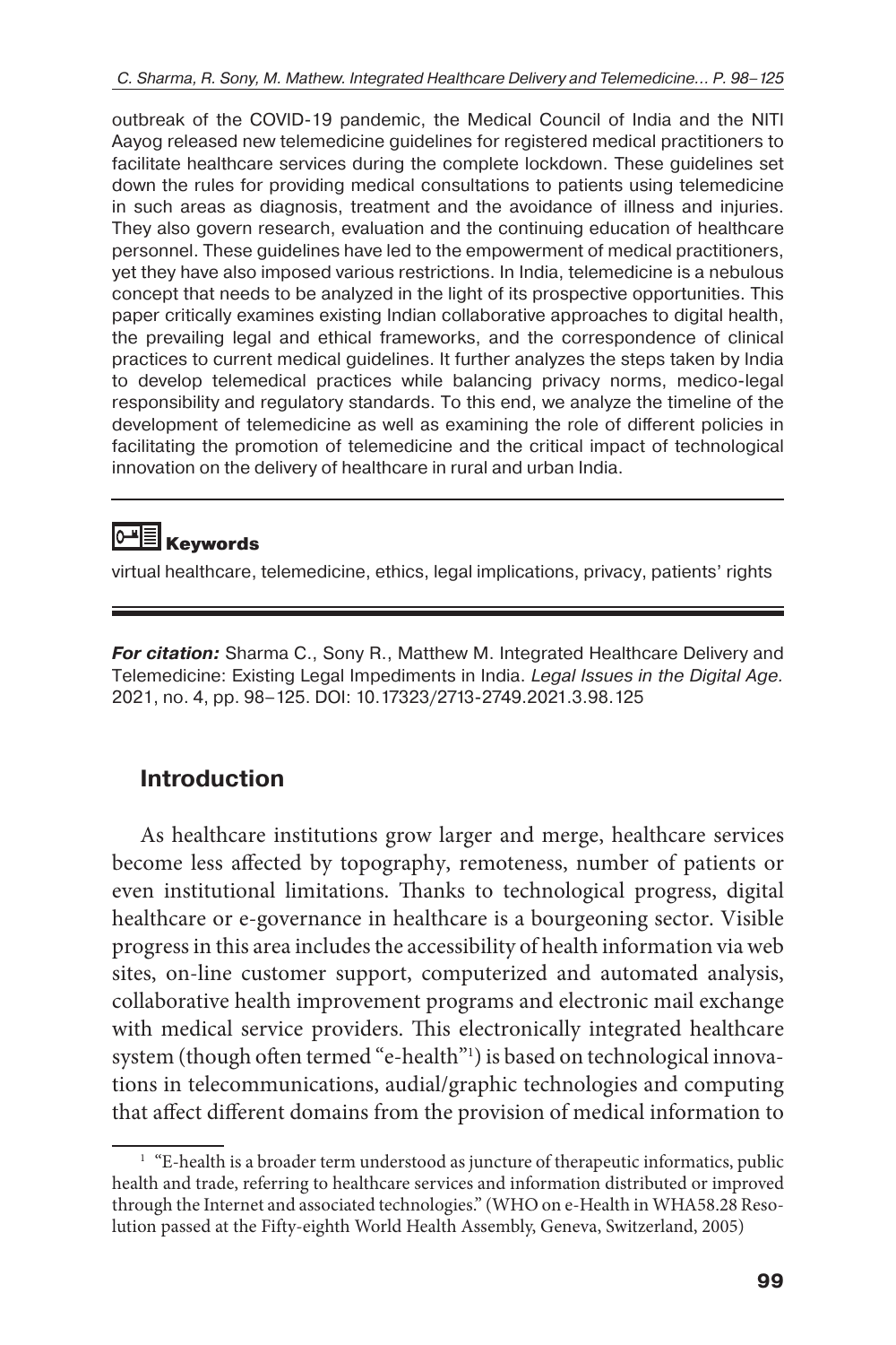outbreak of the COVID-19 pandemic, the Medical Council of India and the NITI Aayog released new telemedicine guidelines for registered medical practitioners to facilitate healthcare services during the complete lockdown. These guidelines set down the rules for providing medical consultations to patients using telemedicine in such areas as diagnosis, treatment and the avoidance of illness and injuries. They also govern research, evaluation and the continuing education of healthcare personnel. These guidelines have led to the empowerment of medical practitioners, yet they have also imposed various restrictions. In India, telemedicine is a nebulous concept that needs to be analyzed in the light of its prospective opportunities. This paper critically examines existing Indian collaborative approaches to digital health, the prevailing legal and ethical frameworks, and the correspondence of clinical practices to current medical guidelines. It further analyzes the steps taken by India to develop telemedical practices while balancing privacy norms, medico-legal responsibility and regulatory standards. To this end, we analyze the timeline of the development of telemedicine as well as examining the role of different policies in facilitating the promotion of telemedicine and the critical impact of technological innovation on the delivery of healthcare in rural and urban India.

**Keywords**

virtual healthcare, telemedicine, ethics, legal implications, privacy, patients' rights

***For citation:*** Sharma C., Sony R., Matthew M. Integrated Healthcare Delivery and Telemedicine: Existing Legal Impediments in India. *Legal Issues in the Digital Age.* 2021, no. 4, pp. 98–125. DOI: 10.17323/2713-2749.2021.3.98.125

## Introduction

As healthcare institutions grow larger and merge, healthcare services become less affected by topography, remoteness, number of patients or even institutional limitations. Thanks to technological progress, digital healthcare or e-governance in healthcare is a bourgeoning sector. Visible progress in this area includes the accessibility of health information via web sites, on-line customer support, computerized and automated analysis, collaborative health improvement programs and electronic mail exchange with medical service providers. This electronically integrated healthcare system (though often termed "e-health"[1]) is based on technological innovations in telecommunications, audial/graphic technologies and computing that affect different domains from the provision of medical information to

[1] "E-health is a broader term understood as juncture of therapeutic informatics, public health and trade, referring to healthcare services and information distributed or improved through the Internet and associated technologies." (WHO on e-Health in WHA58.28 Resolution passed at the Fifty-eighth World Health Assembly, Geneva, Switzerland, 2005)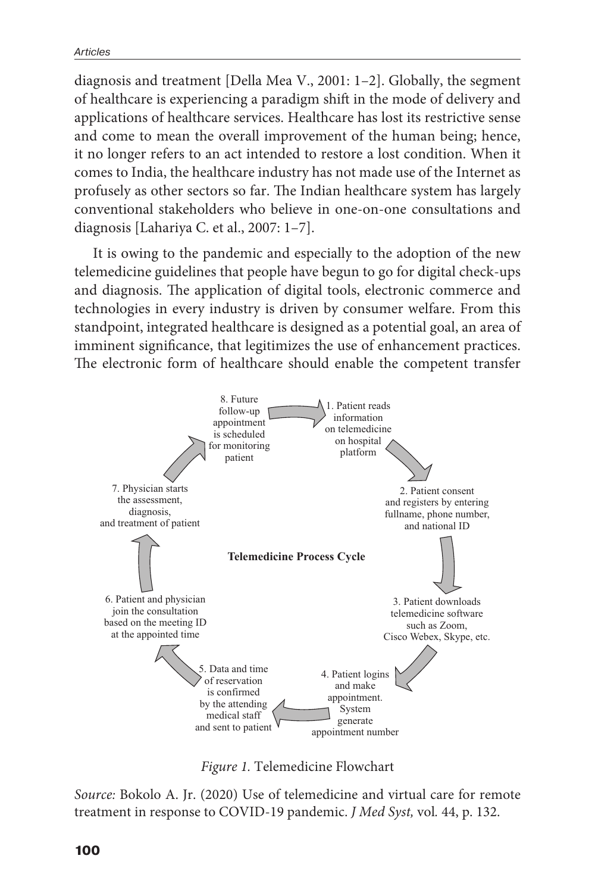diagnosis and treatment [Della Mea V., 2001: 1–2]. Globally, the segment of healthcare is experiencing a paradigm shift in the mode of delivery and applications of healthcare services. Healthcare has lost its restrictive sense and come to mean the overall improvement of the human being; hence, it no longer refers to an act intended to restore a lost condition. When it comes to India, the healthcare industry has not made use of the Internet as profusely as other sectors so far. The Indian healthcare system has largely conventional stakeholders who believe in one-on-one consultations and diagnosis [Lahariya C. et al., 2007: 1–7].

It is owing to the pandemic and especially to the adoption of the new telemedicine guidelines that people have begun to go for digital check-ups and diagnosis. The application of digital tools, electronic commerce and technologies in every industry is driven by consumer welfare. From this standpoint, integrated healthcare is designed as a potential goal, an area of imminent significance, that legitimizes the use of enhancement practices. The electronic form of healthcare should enable the competent transfer

**Telemedicine Process Cycle**

1. Patient reads information on telemedicine on hospital platform
2. Patient consent and registers by entering fullname, phone number, and national ID
3. Patient downloads telemedicine software such as Zoom, Cisco Webex, Skype, etc.
4. Patient logins and make appointment. System generate appointment number
5. Data and time of reservation is confirmed by the attending medical staff and sent to patient
6. Patient and physician join the consultation based on the meeting ID at the appointed time
7. Physician starts the assessment, diagnosis, and treatment of patient
8. Future follow-up appointment is scheduled for monitoring patient

*Figure 1.* Telemedicine Flowchart

*Source:* Bokolo A. Jr. (2020) Use of telemedicine and virtual care for remote treatment in response to COVID-19 pandemic. *J Med Syst,* vol. 44, p. 132.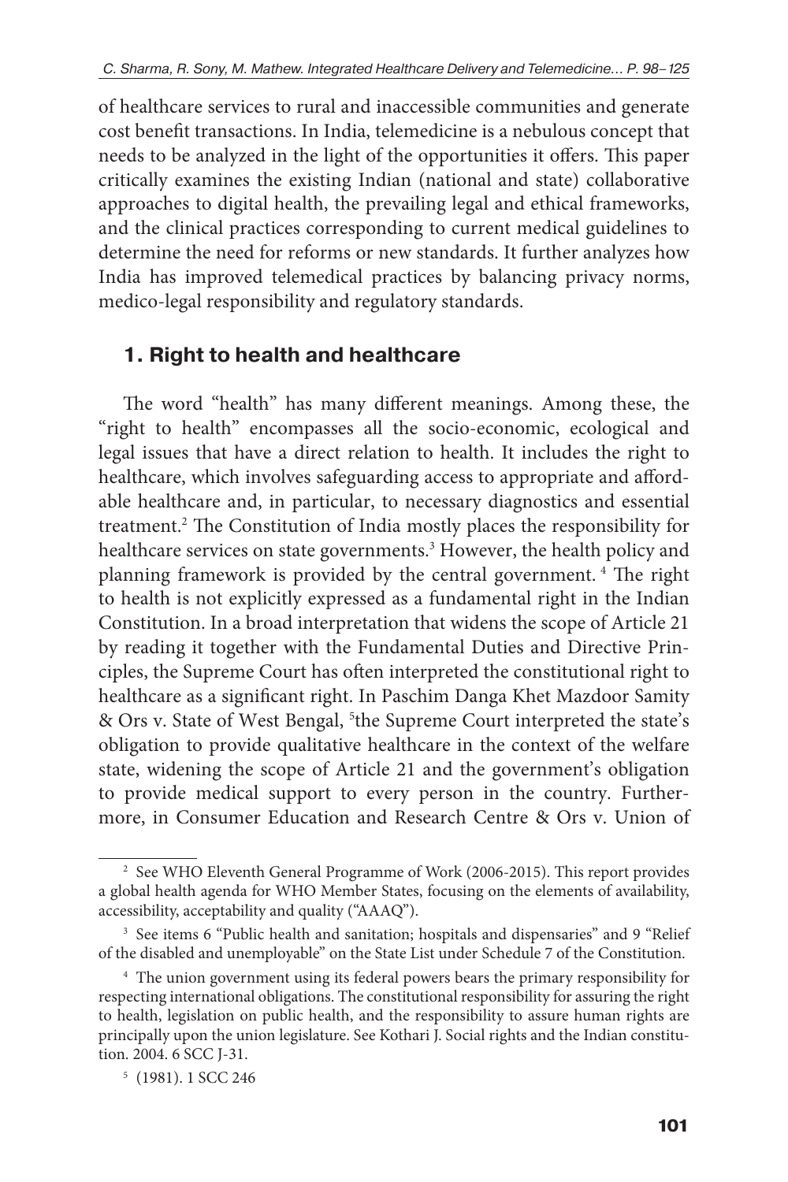of healthcare services to rural and inaccessible communities and generate cost benefit transactions. In India, telemedicine is a nebulous concept that needs to be analyzed in the light of the opportunities it offers. This paper critically examines the existing Indian (national and state) collaborative approaches to digital health, the prevailing legal and ethical frameworks, and the clinical practices corresponding to current medical guidelines to determine the need for reforms or new standards. It further analyzes how India has improved telemedical practices by balancing privacy norms, medico-legal responsibility and regulatory standards.

## 1. Right to health and healthcare

The word "health" has many different meanings. Among these, the "right to health" encompasses all the socio-economic, ecological and legal issues that have a direct relation to health. It includes the right to healthcare, which involves safeguarding access to appropriate and affordable healthcare and, in particular, to necessary diagnostics and essential treatment.[2] The Constitution of India mostly places the responsibility for healthcare services on state governments.[3] However, the health policy and planning framework is provided by the central government.[4] The right to health is not explicitly expressed as a fundamental right in the Indian Constitution. In a broad interpretation that widens the scope of Article 21 by reading it together with the Fundamental Duties and Directive Principles, the Supreme Court has often interpreted the constitutional right to healthcare as a significant right. In Paschim Danga Khet Mazdoor Samity & Ors v. State of West Bengal, [5]the Supreme Court interpreted the state's obligation to provide qualitative healthcare in the context of the welfare state, widening the scope of Article 21 and the government's obligation to provide medical support to every person in the country. Furthermore, in Consumer Education and Research Centre & Ors v. Union of

---

[2] See WHO Eleventh General Programme of Work (2006-2015). This report provides a global health agenda for WHO Member States, focusing on the elements of availability, accessibility, acceptability and quality ("AAAQ").

[3] See items 6 "Public health and sanitation; hospitals and dispensaries" and 9 "Relief of the disabled and unemployable" on the State List under Schedule 7 of the Constitution.

[4] The union government using its federal powers bears the primary responsibility for respecting international obligations. The constitutional responsibility for assuring the right to health, legislation on public health, and the responsibility to assure human rights are principally upon the union legislature. See Kothari J. Social rights and the Indian constitution. 2004. 6 SCC J-31.

[5] (1981). 1 SCC 246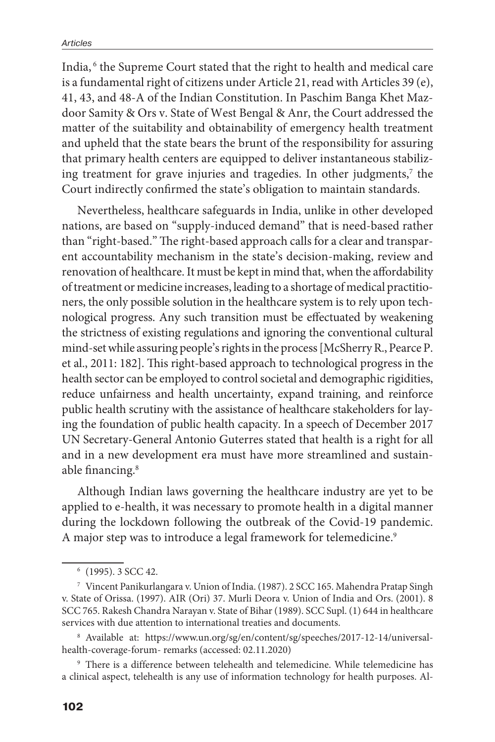India,[6] the Supreme Court stated that the right to health and medical care is a fundamental right of citizens under Article 21, read with Articles 39 (e), 41, 43, and 48-A of the Indian Constitution. In Paschim Banga Khet Mazdoor Samity & Ors v. State of West Bengal & Anr, the Court addressed the matter of the suitability and obtainability of emergency health treatment and upheld that the state bears the brunt of the responsibility for assuring that primary health centers are equipped to deliver instantaneous stabilizing treatment for grave injuries and tragedies. In other judgments,[7] the Court indirectly confirmed the state's obligation to maintain standards.

Nevertheless, healthcare safeguards in India, unlike in other developed nations, are based on "supply-induced demand" that is need-based rather than "right-based." The right-based approach calls for a clear and transparent accountability mechanism in the state's decision-making, review and renovation of healthcare. It must be kept in mind that, when the affordability of treatment or medicine increases, leading to a shortage of medical practitioners, the only possible solution in the healthcare system is to rely upon technological progress. Any such transition must be effectuated by weakening the strictness of existing regulations and ignoring the conventional cultural mind-set while assuring people's rights in the process [McSherry R., Pearce P. et al., 2011: 182]. This right-based approach to technological progress in the health sector can be employed to control societal and demographic rigidities, reduce unfairness and health uncertainty, expand training, and reinforce public health scrutiny with the assistance of healthcare stakeholders for laying the foundation of public health capacity. In a speech of December 2017 UN Secretary-General Antonio Guterres stated that health is a right for all and in a new development era must have more streamlined and sustainable financing.[8]

Although Indian laws governing the healthcare industry are yet to be applied to e-health, it was necessary to promote health in a digital manner during the lockdown following the outbreak of the Covid-19 pandemic. A major step was to introduce a legal framework for telemedicine.[9]

---

[6] (1995). 3 SCC 42.

[7] Vincent Panikurlangara v. Union of India. (1987). 2 SCC 165. Mahendra Pratap Singh v. State of Orissa. (1997). AIR (Ori) 37. Murli Deora v. Union of India and Ors. (2001). 8 SCC 765. Rakesh Chandra Narayan v. State of Bihar (1989). SCC Supl. (1) 644 in healthcare services with due attention to international treaties and documents.

[8] Available at: https://www.un.org/sg/en/content/sg/speeches/2017-12-14/universal-health-coverage-forum- remarks (accessed: 02.11.2020)

[9] There is a difference between telehealth and telemedicine. While telemedicine has a clinical aspect, telehealth is any use of information technology for health purposes. Al-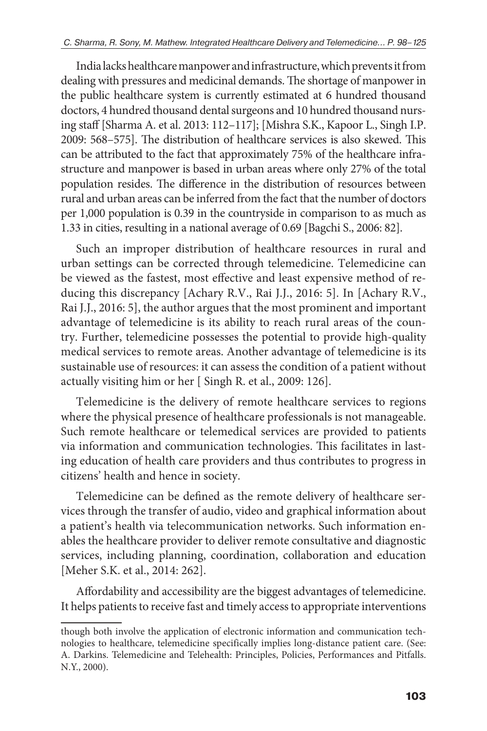India lacks healthcare manpower and infrastructure, which prevents it from dealing with pressures and medicinal demands. The shortage of manpower in the public healthcare system is currently estimated at 6 hundred thousand doctors, 4 hundred thousand dental surgeons and 10 hundred thousand nursing staff [Sharma A. et al. 2013: 112–117]; [Mishra S.K., Kapoor L., Singh I.P. 2009: 568–575]. The distribution of healthcare services is also skewed. This can be attributed to the fact that approximately 75% of the healthcare infrastructure and manpower is based in urban areas where only 27% of the total population resides. The difference in the distribution of resources between rural and urban areas can be inferred from the fact that the number of doctors per 1,000 population is 0.39 in the countryside in comparison to as much as 1.33 in cities, resulting in a national average of 0.69 [Bagchi S., 2006: 82].

Such an improper distribution of healthcare resources in rural and urban settings can be corrected through telemedicine. Telemedicine can be viewed as the fastest, most effective and least expensive method of reducing this discrepancy [Achary R.V., Rai J.J., 2016: 5]. In [Achary R.V., Rai J.J., 2016: 5], the author argues that the most prominent and important advantage of telemedicine is its ability to reach rural areas of the country. Further, telemedicine possesses the potential to provide high-quality medical services to remote areas. Another advantage of telemedicine is its sustainable use of resources: it can assess the condition of a patient without actually visiting him or her [ Singh R. et al., 2009: 126].

Telemedicine is the delivery of remote healthcare services to regions where the physical presence of healthcare professionals is not manageable. Such remote healthcare or telemedical services are provided to patients via information and communication technologies. This facilitates in lasting education of health care providers and thus contributes to progress in citizens' health and hence in society.

Telemedicine can be defined as the remote delivery of healthcare services through the transfer of audio, video and graphical information about a patient's health via telecommunication networks. Such information enables the healthcare provider to deliver remote consultative and diagnostic services, including planning, coordination, collaboration and education [Meher S.K. et al., 2014: 262].

Affordability and accessibility are the biggest advantages of telemedicine. It helps patients to receive fast and timely access to appropriate interventions

---

though both involve the application of electronic information and communication technologies to healthcare, telemedicine specifically implies long-distance patient care. (See: A. Darkins. Telemedicine and Telehealth: Principles, Policies, Performances and Pitfalls. N.Y., 2000).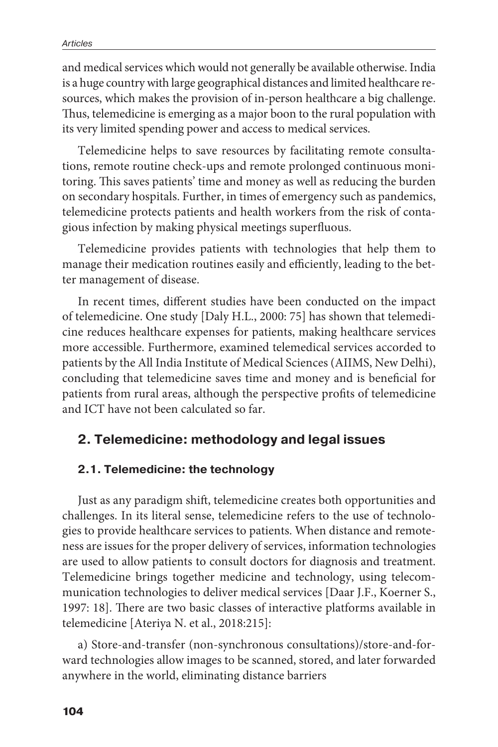and medical services which would not generally be available otherwise. India is a huge country with large geographical distances and limited healthcare resources, which makes the provision of in-person healthcare a big challenge. Thus, telemedicine is emerging as a major boon to the rural population with its very limited spending power and access to medical services.

Telemedicine helps to save resources by facilitating remote consultations, remote routine check-ups and remote prolonged continuous monitoring. This saves patients' time and money as well as reducing the burden on secondary hospitals. Further, in times of emergency such as pandemics, telemedicine protects patients and health workers from the risk of contagious infection by making physical meetings superfluous.

Telemedicine provides patients with technologies that help them to manage their medication routines easily and efficiently, leading to the better management of disease.

In recent times, different studies have been conducted on the impact of telemedicine. One study [Daly H.L., 2000: 75] has shown that telemedicine reduces healthcare expenses for patients, making healthcare services more accessible. Furthermore, examined telemedical services accorded to patients by the All India Institute of Medical Sciences (AIIMS, New Delhi), concluding that telemedicine saves time and money and is beneficial for patients from rural areas, although the perspective profits of telemedicine and ICT have not been calculated so far.

## 2. Telemedicine: methodology and legal issues

### 2.1. Telemedicine: the technology

Just as any paradigm shift, telemedicine creates both opportunities and challenges. In its literal sense, telemedicine refers to the use of technologies to provide healthcare services to patients. When distance and remoteness are issues for the proper delivery of services, information technologies are used to allow patients to consult doctors for diagnosis and treatment. Telemedicine brings together medicine and technology, using telecommunication technologies to deliver medical services [Daar J.F., Koerner S., 1997: 18]. There are two basic classes of interactive platforms available in telemedicine [Ateriya N. et al., 2018:215]:

a) Store-and-transfer (non-synchronous consultations)/store-and-forward technologies allow images to be scanned, stored, and later forwarded anywhere in the world, eliminating distance barriers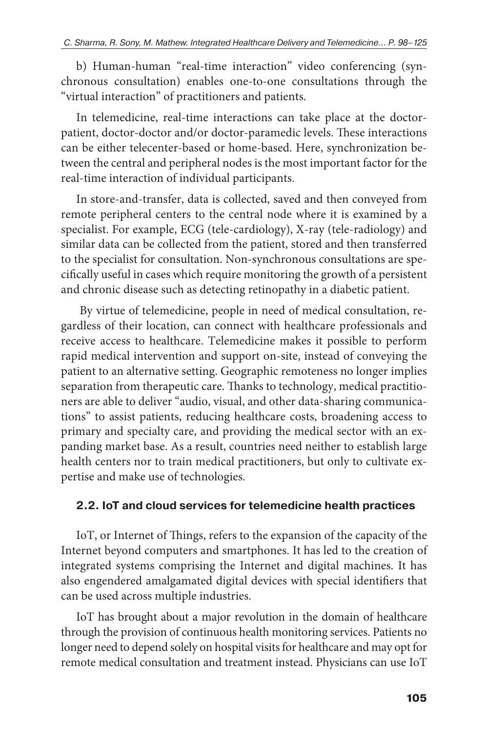b) Human-human "real-time interaction" video conferencing (synchronous consultation) enables one-to-one consultations through the "virtual interaction" of practitioners and patients.

In telemedicine, real-time interactions can take place at the doctor-patient, doctor-doctor and/or doctor-paramedic levels. These interactions can be either telecenter-based or home-based. Here, synchronization between the central and peripheral nodes is the most important factor for the real-time interaction of individual participants.

In store-and-transfer, data is collected, saved and then conveyed from remote peripheral centers to the central node where it is examined by a specialist. For example, ECG (tele-cardiology), X-ray (tele-radiology) and similar data can be collected from the patient, stored and then transferred to the specialist for consultation. Non-synchronous consultations are specifically useful in cases which require monitoring the growth of a persistent and chronic disease such as detecting retinopathy in a diabetic patient.

By virtue of telemedicine, people in need of medical consultation, regardless of their location, can connect with healthcare professionals and receive access to healthcare. Telemedicine makes it possible to perform rapid medical intervention and support on-site, instead of conveying the patient to an alternative setting. Geographic remoteness no longer implies separation from therapeutic care. Thanks to technology, medical practitioners are able to deliver "audio, visual, and other data-sharing communications" to assist patients, reducing healthcare costs, broadening access to primary and specialty care, and providing the medical sector with an expanding market base. As a result, countries need neither to establish large health centers nor to train medical practitioners, but only to cultivate expertise and make use of technologies.

### 2.2. IoT and cloud services for telemedicine health practices

IoT, or Internet of Things, refers to the expansion of the capacity of the Internet beyond computers and smartphones. It has led to the creation of integrated systems comprising the Internet and digital machines. It has also engendered amalgamated digital devices with special identifiers that can be used across multiple industries.

IoT has brought about a major revolution in the domain of healthcare through the provision of continuous health monitoring services. Patients no longer need to depend solely on hospital visits for healthcare and may opt for remote medical consultation and treatment instead. Physicians can use IoT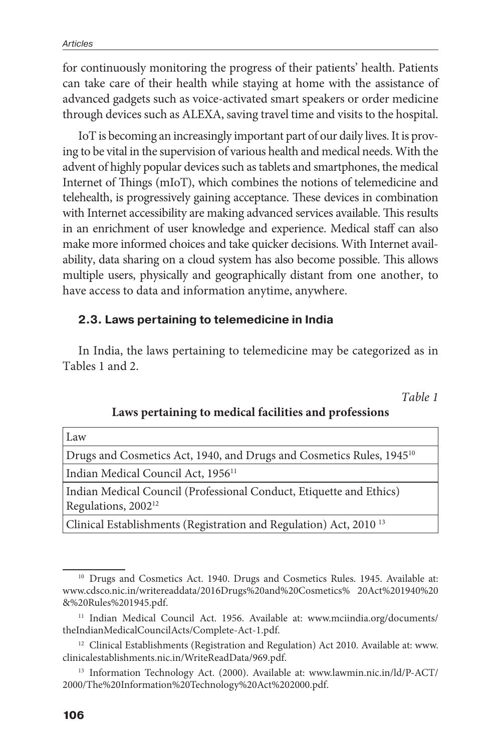for continuously monitoring the progress of their patients' health. Patients can take care of their health while staying at home with the assistance of advanced gadgets such as voice-activated smart speakers or order medicine through devices such as ALEXA, saving travel time and visits to the hospital.

IoT is becoming an increasingly important part of our daily lives. It is proving to be vital in the supervision of various health and medical needs. With the advent of highly popular devices such as tablets and smartphones, the medical Internet of Things (mIoT), which combines the notions of telemedicine and telehealth, is progressively gaining acceptance. These devices in combination with Internet accessibility are making advanced services available. This results in an enrichment of user knowledge and experience. Medical staff can also make more informed choices and take quicker decisions. With Internet availability, data sharing on a cloud system has also become possible. This allows multiple users, physically and geographically distant from one another, to have access to data and information anytime, anywhere.

### 2.3. Laws pertaining to telemedicine in India

In India, the laws pertaining to telemedicine may be categorized as in Tables 1 and 2.

*Table 1*

**Laws pertaining to medical facilities and professions**

| Law |
|---|
| Drugs and Cosmetics Act, 1940, and Drugs and Cosmetics Rules, 1945[10] |
| Indian Medical Council Act, 1956[11] |
| Indian Medical Council (Professional Conduct, Etiquette and Ethics) Regulations, 2002[12] |
| Clinical Establishments (Registration and Regulation) Act, 2010 [13] |

[10] Drugs and Cosmetics Act. 1940. Drugs and Cosmetics Rules. 1945. Available at: www.cdsco.nic.in/writereaddata/2016Drugs%20and%20Cosmetics% 20Act%201940%20&%20Rules%201945.pdf.

[11] Indian Medical Council Act. 1956. Available at: www.mciindia.org/documents/theIndianMedicalCouncilActs/Complete-Act-1.pdf.

[12] Clinical Establishments (Registration and Regulation) Act 2010. Available at: www.clinicalestablishments.nic.in/WriteReadData/969.pdf.

[13] Information Technology Act. (2000). Available at: www.lawmin.nic.in/ld/P-ACT/2000/The%20Information%20Technology%20Act%202000.pdf.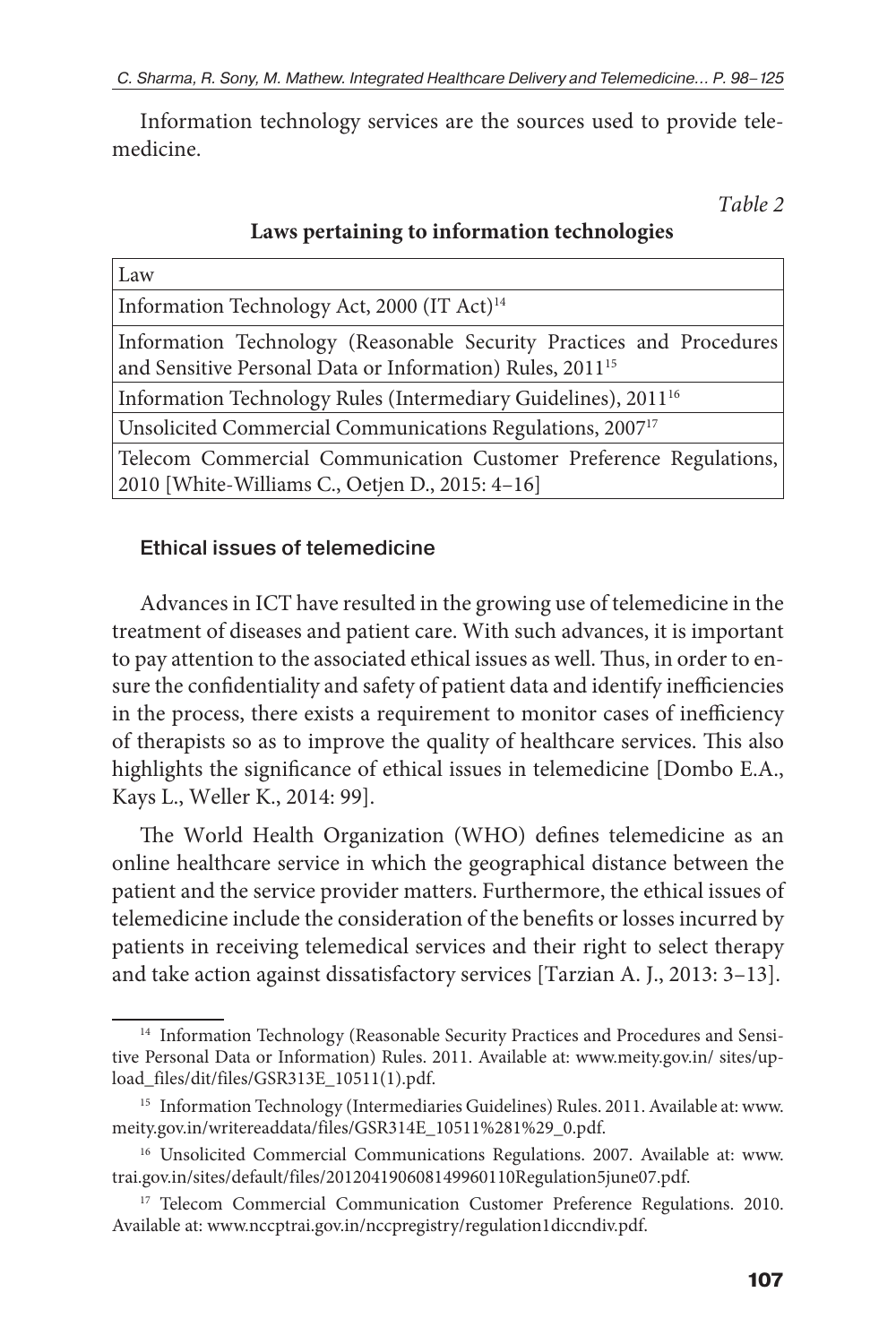Information technology services are the sources used to provide telemedicine.

*Table 2*

**Laws pertaining to information technologies**

| Law |
|---|
| Information Technology Act, 2000 (IT Act)[14] |
| Information Technology (Reasonable Security Practices and Procedures and Sensitive Personal Data or Information) Rules, 2011[15] |
| Information Technology Rules (Intermediary Guidelines), 2011[16] |
| Unsolicited Commercial Communications Regulations, 2007[17] |
| Telecom Commercial Communication Customer Preference Regulations, 2010 [White-Williams C., Oetjen D., 2015: 4–16] |

### Ethical issues of telemedicine

Advances in ICT have resulted in the growing use of telemedicine in the treatment of diseases and patient care. With such advances, it is important to pay attention to the associated ethical issues as well. Thus, in order to ensure the confidentiality and safety of patient data and identify inefficiencies in the process, there exists a requirement to monitor cases of inefficiency of therapists so as to improve the quality of healthcare services. This also highlights the significance of ethical issues in telemedicine [Dombo E.A., Kays L., Weller K., 2014: 99].

The World Health Organization (WHO) defines telemedicine as an online healthcare service in which the geographical distance between the patient and the service provider matters. Furthermore, the ethical issues of telemedicine include the consideration of the benefits or losses incurred by patients in receiving telemedical services and their right to select therapy and take action against dissatisfactory services [Tarzian A. J., 2013: 3–13].

---

[14] Information Technology (Reasonable Security Practices and Procedures and Sensitive Personal Data or Information) Rules. 2011. Available at: www.meity.gov.in/ sites/upload_files/dit/files/GSR313E_10511(1).pdf.

[15] Information Technology (Intermediaries Guidelines) Rules. 2011. Available at: www.meity.gov.in/writereaddata/files/GSR314E_10511%281%29_0.pdf.

[16] Unsolicited Commercial Communications Regulations. 2007. Available at: www.trai.gov.in/sites/default/files/201204190608149960110Regulation5june07.pdf.

[17] Telecom Commercial Communication Customer Preference Regulations. 2010. Available at: www.nccptrai.gov.in/nccpregistry/regulation1diccndiv.pdf.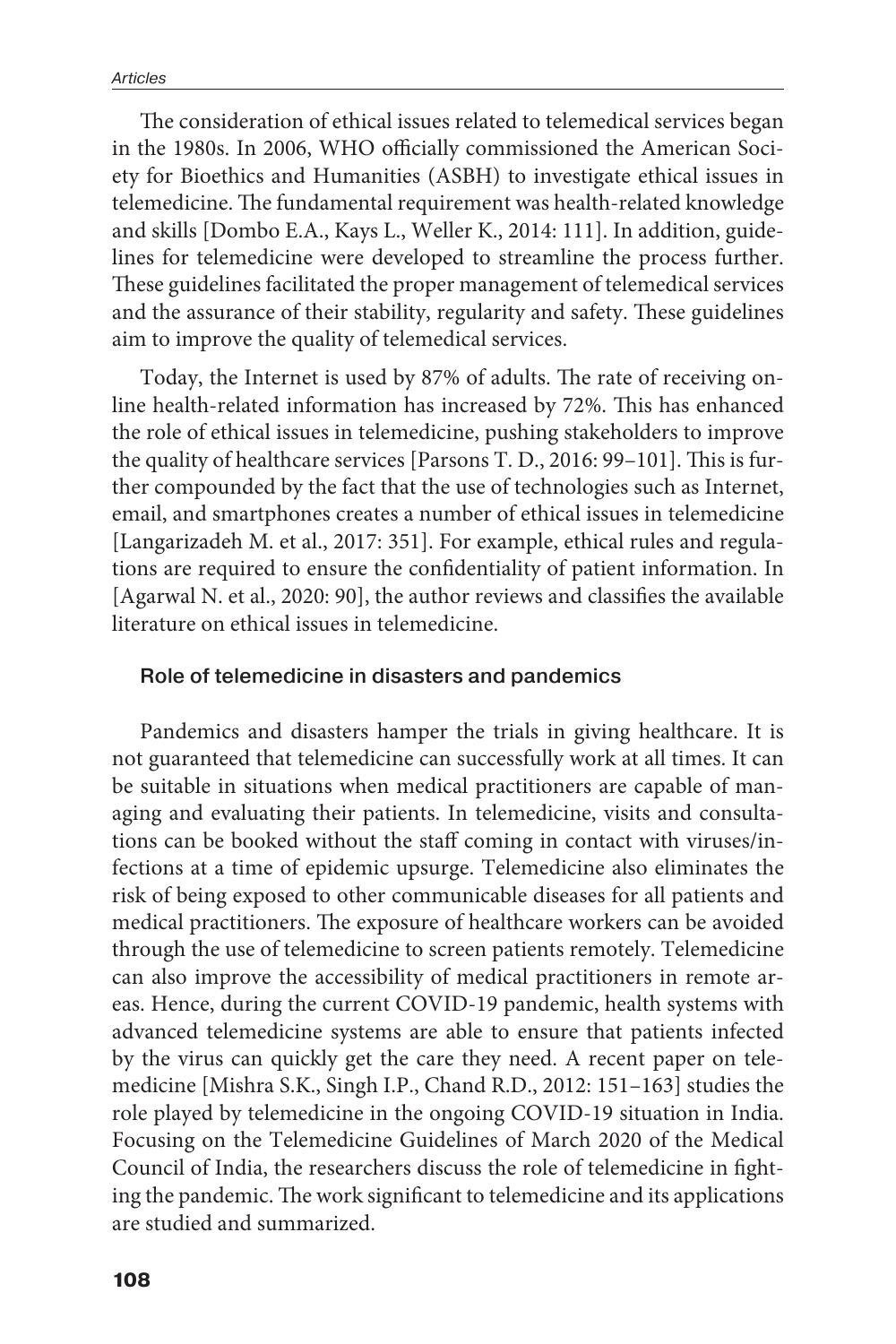The consideration of ethical issues related to telemedical services began in the 1980s. In 2006, WHO officially commissioned the American Society for Bioethics and Humanities (ASBH) to investigate ethical issues in telemedicine. The fundamental requirement was health-related knowledge and skills [Dombo E.A., Kays L., Weller K., 2014: 111]. In addition, guidelines for telemedicine were developed to streamline the process further. These guidelines facilitated the proper management of telemedical services and the assurance of their stability, regularity and safety. These guidelines aim to improve the quality of telemedical services.

Today, the Internet is used by 87% of adults. The rate of receiving online health-related information has increased by 72%. This has enhanced the role of ethical issues in telemedicine, pushing stakeholders to improve the quality of healthcare services [Parsons T. D., 2016: 99–101]. This is further compounded by the fact that the use of technologies such as Internet, email, and smartphones creates a number of ethical issues in telemedicine [Langarizadeh M. et al., 2017: 351]. For example, ethical rules and regulations are required to ensure the confidentiality of patient information. In [Agarwal N. et al., 2020: 90], the author reviews and classifies the available literature on ethical issues in telemedicine.

### Role of telemedicine in disasters and pandemics

Pandemics and disasters hamper the trials in giving healthcare. It is not guaranteed that telemedicine can successfully work at all times. It can be suitable in situations when medical practitioners are capable of managing and evaluating their patients. In telemedicine, visits and consultations can be booked without the staff coming in contact with viruses/infections at a time of epidemic upsurge. Telemedicine also eliminates the risk of being exposed to other communicable diseases for all patients and medical practitioners. The exposure of healthcare workers can be avoided through the use of telemedicine to screen patients remotely. Telemedicine can also improve the accessibility of medical practitioners in remote areas. Hence, during the current COVID-19 pandemic, health systems with advanced telemedicine systems are able to ensure that patients infected by the virus can quickly get the care they need. A recent paper on telemedicine [Mishra S.K., Singh I.P., Chand R.D., 2012: 151–163] studies the role played by telemedicine in the ongoing COVID-19 situation in India. Focusing on the Telemedicine Guidelines of March 2020 of the Medical Council of India, the researchers discuss the role of telemedicine in fighting the pandemic. The work significant to telemedicine and its applications are studied and summarized.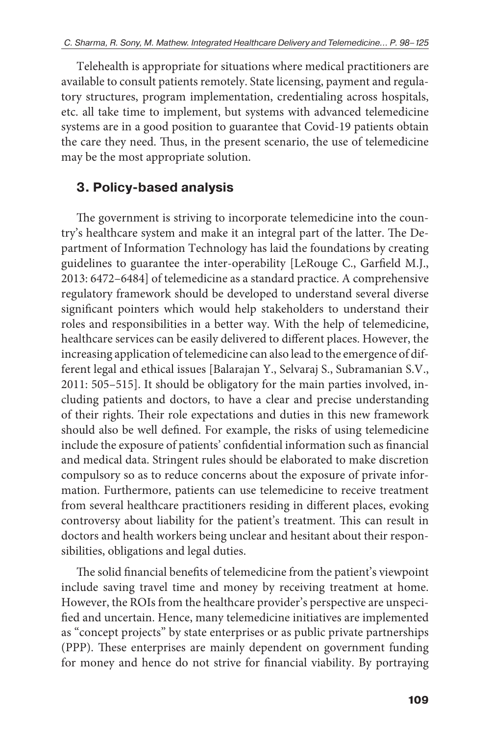Telehealth is appropriate for situations where medical practitioners are available to consult patients remotely. State licensing, payment and regulatory structures, program implementation, credentialing across hospitals, etc. all take time to implement, but systems with advanced telemedicine systems are in a good position to guarantee that Covid-19 patients obtain the care they need. Thus, in the present scenario, the use of telemedicine may be the most appropriate solution.

## 3. Policy-based analysis

The government is striving to incorporate telemedicine into the country's healthcare system and make it an integral part of the latter. The Department of Information Technology has laid the foundations by creating guidelines to guarantee the inter-operability [LeRouge C., Garfield M.J., 2013: 6472–6484] of telemedicine as a standard practice. A comprehensive regulatory framework should be developed to understand several diverse significant pointers which would help stakeholders to understand their roles and responsibilities in a better way. With the help of telemedicine, healthcare services can be easily delivered to different places. However, the increasing application of telemedicine can also lead to the emergence of different legal and ethical issues [Balarajan Y., Selvaraj S., Subramanian S.V., 2011: 505–515]. It should be obligatory for the main parties involved, including patients and doctors, to have a clear and precise understanding of their rights. Their role expectations and duties in this new framework should also be well defined. For example, the risks of using telemedicine include the exposure of patients' confidential information such as financial and medical data. Stringent rules should be elaborated to make discretion compulsory so as to reduce concerns about the exposure of private information. Furthermore, patients can use telemedicine to receive treatment from several healthcare practitioners residing in different places, evoking controversy about liability for the patient's treatment. This can result in doctors and health workers being unclear and hesitant about their responsibilities, obligations and legal duties.

The solid financial benefits of telemedicine from the patient's viewpoint include saving travel time and money by receiving treatment at home. However, the ROIs from the healthcare provider's perspective are unspecified and uncertain. Hence, many telemedicine initiatives are implemented as "concept projects" by state enterprises or as public private partnerships (PPP). These enterprises are mainly dependent on government funding for money and hence do not strive for financial viability. By portraying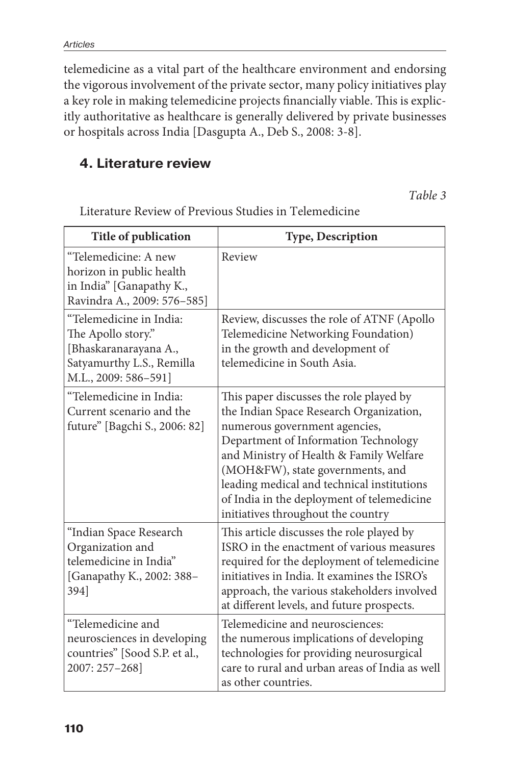telemedicine as a vital part of the healthcare environment and endorsing the vigorous involvement of the private sector, many policy initiatives play a key role in making telemedicine projects financially viable. This is explicitly authoritative as healthcare is generally delivered by private businesses or hospitals across India [Dasgupta A., Deb S., 2008: 3-8].

## 4. Literature review

*Table 3*

Literature Review of Previous Studies in Telemedicine

| Title of publication | Type, Description |
|---|---|
| "Telemedicine: A new horizon in public health in India" [Ganapathy K., Ravindra A., 2009: 576–585] | Review |
| "Telemedicine in India: The Apollo story." [Bhaskaranarayana A., Satyamurthy L.S., Remilla M.L., 2009: 586–591] | Review, discusses the role of ATNF (Apollo Telemedicine Networking Foundation) in the growth and development of telemedicine in South Asia. |
| "Telemedicine in India: Current scenario and the future" [Bagchi S., 2006: 82] | This paper discusses the role played by the Indian Space Research Organization, numerous government agencies, Department of Information Technology and Ministry of Health & Family Welfare (MOH&FW), state governments, and leading medical and technical institutions of India in the deployment of telemedicine initiatives throughout the country |
| "Indian Space Research Organization and telemedicine in India" [Ganapathy K., 2002: 388–394] | This article discusses the role played by ISRO in the enactment of various measures required for the deployment of telemedicine initiatives in India. It examines the ISRO's approach, the various stakeholders involved at different levels, and future prospects. |
| "Telemedicine and neurosciences in developing countries" [Sood S.P. et al., 2007: 257–268] | Telemedicine and neurosciences: the numerous implications of developing technologies for providing neurosurgical care to rural and urban areas of India as well as other countries. |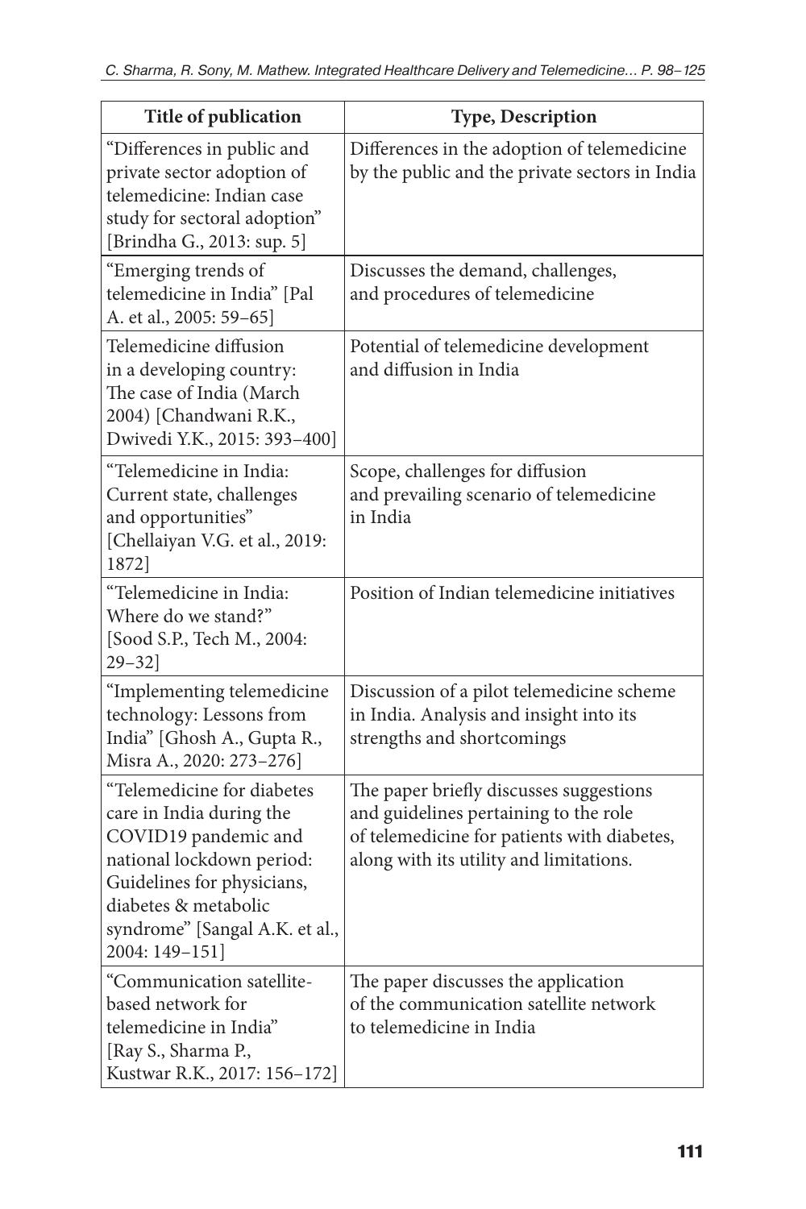| Title of publication | Type, Description |
|---|---|
| "Differences in public and private sector adoption of telemedicine: Indian case study for sectoral adoption" [Brindha G., 2013: sup. 5] | Differences in the adoption of telemedicine by the public and the private sectors in India |
| "Emerging trends of telemedicine in India" [Pal A. et al., 2005: 59–65] | Discusses the demand, challenges, and procedures of telemedicine |
| Telemedicine diffusion in a developing country: The case of India (March 2004) [Chandwani R.K., Dwivedi Y.K., 2015: 393–400] | Potential of telemedicine development and diffusion in India |
| "Telemedicine in India: Current state, challenges and opportunities" [Chellaiyan V.G. et al., 2019: 1872] | Scope, challenges for diffusion and prevailing scenario of telemedicine in India |
| "Telemedicine in India: Where do we stand?" [Sood S.P., Tech M., 2004: 29–32] | Position of Indian telemedicine initiatives |
| "Implementing telemedicine technology: Lessons from India" [Ghosh A., Gupta R., Misra A., 2020: 273–276] | Discussion of a pilot telemedicine scheme in India. Analysis and insight into its strengths and shortcomings |
| "Telemedicine for diabetes care in India during the COVID19 pandemic and national lockdown period: Guidelines for physicians, diabetes & metabolic syndrome" [Sangal A.K. et al., 2004: 149–151] | The paper briefly discusses suggestions and guidelines pertaining to the role of telemedicine for patients with diabetes, along with its utility and limitations. |
| "Communication satellite-based network for telemedicine in India" [Ray S., Sharma P., Kustwar R.K., 2017: 156–172] | The paper discusses the application of the communication satellite network to telemedicine in India |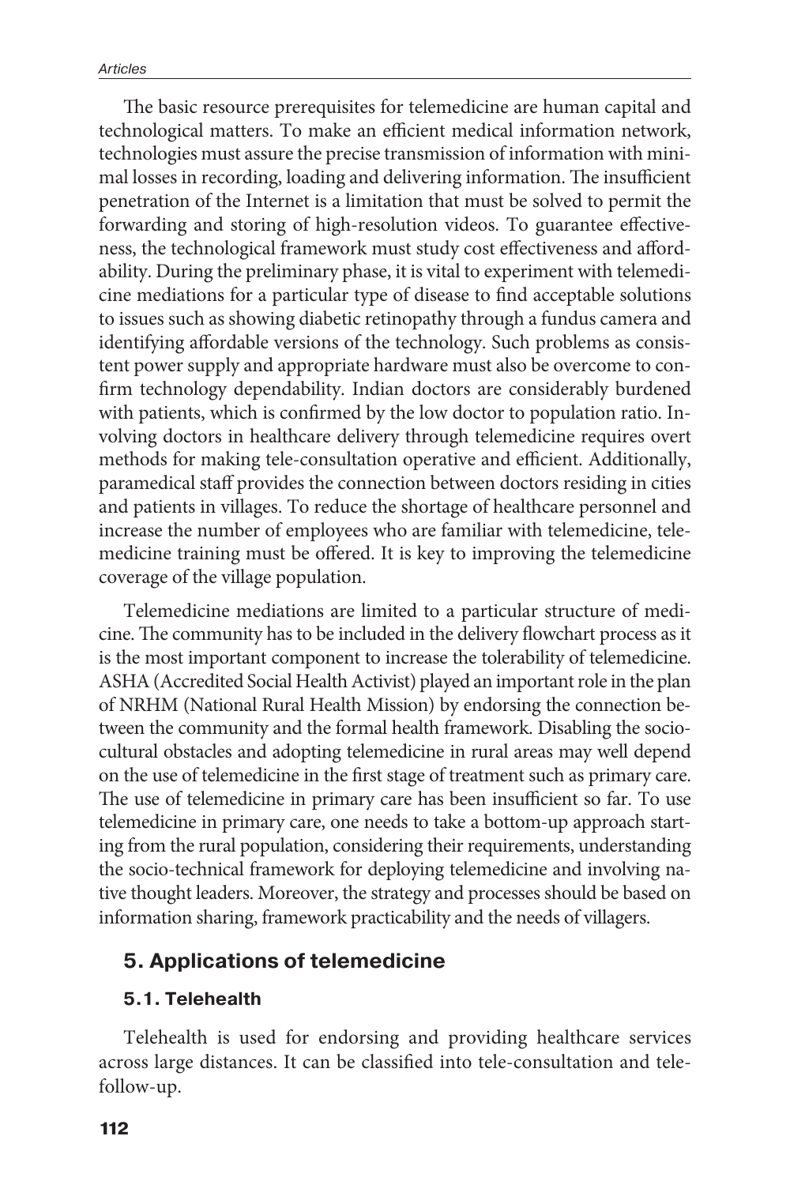The basic resource prerequisites for telemedicine are human capital and technological matters. To make an efficient medical information network, technologies must assure the precise transmission of information with minimal losses in recording, loading and delivering information. The insufficient penetration of the Internet is a limitation that must be solved to permit the forwarding and storing of high-resolution videos. To guarantee effectiveness, the technological framework must study cost effectiveness and affordability. During the preliminary phase, it is vital to experiment with telemedicine mediations for a particular type of disease to find acceptable solutions to issues such as showing diabetic retinopathy through a fundus camera and identifying affordable versions of the technology. Such problems as consistent power supply and appropriate hardware must also be overcome to confirm technology dependability. Indian doctors are considerably burdened with patients, which is confirmed by the low doctor to population ratio. Involving doctors in healthcare delivery through telemedicine requires overt methods for making tele-consultation operative and efficient. Additionally, paramedical staff provides the connection between doctors residing in cities and patients in villages. To reduce the shortage of healthcare personnel and increase the number of employees who are familiar with telemedicine, telemedicine training must be offered. It is key to improving the telemedicine coverage of the village population.

Telemedicine mediations are limited to a particular structure of medicine. The community has to be included in the delivery flowchart process as it is the most important component to increase the tolerability of telemedicine. ASHA (Accredited Social Health Activist) played an important role in the plan of NRHM (National Rural Health Mission) by endorsing the connection between the community and the formal health framework. Disabling the socio-cultural obstacles and adopting telemedicine in rural areas may well depend on the use of telemedicine in the first stage of treatment such as primary care. The use of telemedicine in primary care has been insufficient so far. To use telemedicine in primary care, one needs to take a bottom-up approach starting from the rural population, considering their requirements, understanding the socio-technical framework for deploying telemedicine and involving native thought leaders. Moreover, the strategy and processes should be based on information sharing, framework practicability and the needs of villagers.

## 5. Applications of telemedicine

### 5.1. Telehealth

Telehealth is used for endorsing and providing healthcare services across large distances. It can be classified into tele-consultation and tele-follow-up.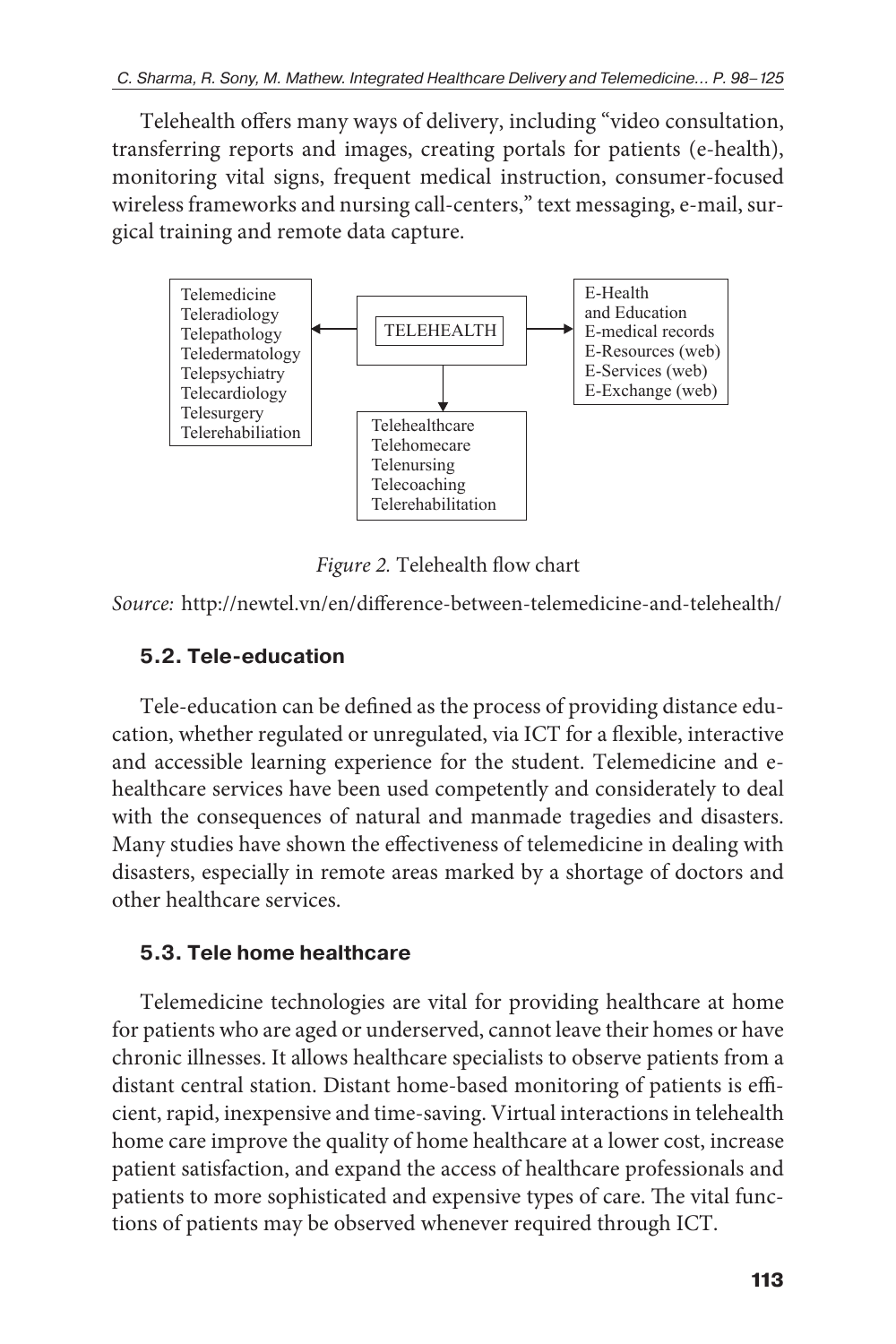Telehealth offers many ways of delivery, including "video consultation, transferring reports and images, creating portals for patients (e-health), monitoring vital signs, frequent medical instruction, consumer-focused wireless frameworks and nursing call-centers," text messaging, e-mail, surgical training and remote data capture.

Telemedicine
Teleradiology
Telepathology
Teledermatology
Telepsychiatry
Telecardiology
Telesurgery
Telerehabiliation

TELEHEALTH

E-Health
and Education
E-medical records
E-Resources (web)
E-Services (web)
E-Exchange (web)

Telehealthcare
Telehomecare
Telenursing
Telecoaching
Telerehabilitation

*Figure 2.* Telehealth flow chart

*Source:* http://newtel.vn/en/difference-between-telemedicine-and-telehealth/

### 5.2. Tele-education

Tele-education can be defined as the process of providing distance education, whether regulated or unregulated, via ICT for a flexible, interactive and accessible learning experience for the student. Telemedicine and e-healthcare services have been used competently and considerately to deal with the consequences of natural and manmade tragedies and disasters. Many studies have shown the effectiveness of telemedicine in dealing with disasters, especially in remote areas marked by a shortage of doctors and other healthcare services.

### 5.3. Tele home healthcare

Telemedicine technologies are vital for providing healthcare at home for patients who are aged or underserved, cannot leave their homes or have chronic illnesses. It allows healthcare specialists to observe patients from a distant central station. Distant home-based monitoring of patients is efficient, rapid, inexpensive and time-saving. Virtual interactions in telehealth home care improve the quality of home healthcare at a lower cost, increase patient satisfaction, and expand the access of healthcare professionals and patients to more sophisticated and expensive types of care. The vital functions of patients may be observed whenever required through ICT.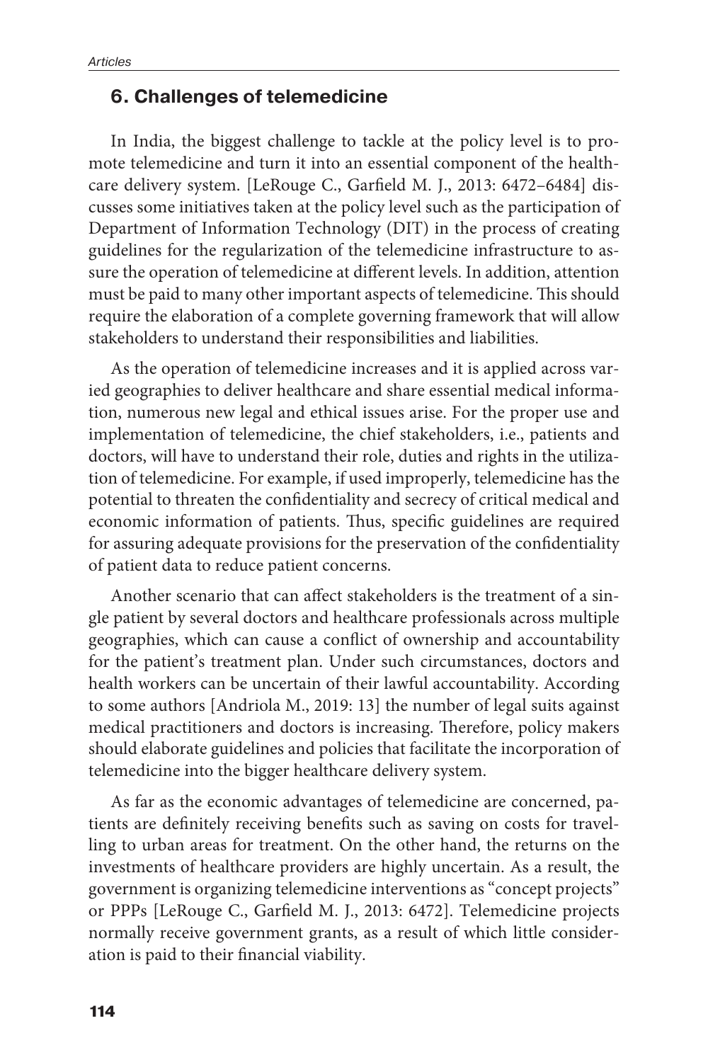## 6. Challenges of telemedicine

In India, the biggest challenge to tackle at the policy level is to promote telemedicine and turn it into an essential component of the healthcare delivery system. [LeRouge C., Garfield M. J., 2013: 6472–6484] discusses some initiatives taken at the policy level such as the participation of Department of Information Technology (DIT) in the process of creating guidelines for the regularization of the telemedicine infrastructure to assure the operation of telemedicine at different levels. In addition, attention must be paid to many other important aspects of telemedicine. This should require the elaboration of a complete governing framework that will allow stakeholders to understand their responsibilities and liabilities.

As the operation of telemedicine increases and it is applied across varied geographies to deliver healthcare and share essential medical information, numerous new legal and ethical issues arise. For the proper use and implementation of telemedicine, the chief stakeholders, i.e., patients and doctors, will have to understand their role, duties and rights in the utilization of telemedicine. For example, if used improperly, telemedicine has the potential to threaten the confidentiality and secrecy of critical medical and economic information of patients. Thus, specific guidelines are required for assuring adequate provisions for the preservation of the confidentiality of patient data to reduce patient concerns.

Another scenario that can affect stakeholders is the treatment of a single patient by several doctors and healthcare professionals across multiple geographies, which can cause a conflict of ownership and accountability for the patient's treatment plan. Under such circumstances, doctors and health workers can be uncertain of their lawful accountability. According to some authors [Andriola M., 2019: 13] the number of legal suits against medical practitioners and doctors is increasing. Therefore, policy makers should elaborate guidelines and policies that facilitate the incorporation of telemedicine into the bigger healthcare delivery system.

As far as the economic advantages of telemedicine are concerned, patients are definitely receiving benefits such as saving on costs for travelling to urban areas for treatment. On the other hand, the returns on the investments of healthcare providers are highly uncertain. As a result, the government is organizing telemedicine interventions as "concept projects" or PPPs [LeRouge C., Garfield M. J., 2013: 6472]. Telemedicine projects normally receive government grants, as a result of which little consideration is paid to their financial viability.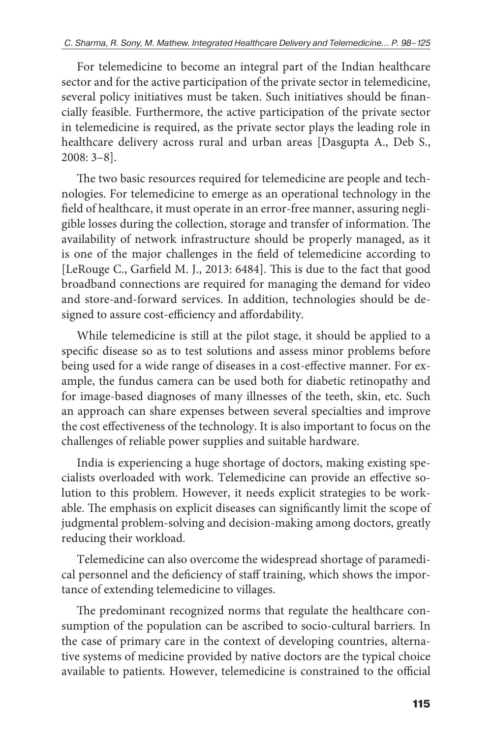For telemedicine to become an integral part of the Indian healthcare sector and for the active participation of the private sector in telemedicine, several policy initiatives must be taken. Such initiatives should be financially feasible. Furthermore, the active participation of the private sector in telemedicine is required, as the private sector plays the leading role in healthcare delivery across rural and urban areas [Dasgupta A., Deb S., 2008: 3–8].

The two basic resources required for telemedicine are people and technologies. For telemedicine to emerge as an operational technology in the field of healthcare, it must operate in an error-free manner, assuring negligible losses during the collection, storage and transfer of information. The availability of network infrastructure should be properly managed, as it is one of the major challenges in the field of telemedicine according to [LeRouge C., Garfield M. J., 2013: 6484]. This is due to the fact that good broadband connections are required for managing the demand for video and store-and-forward services. In addition, technologies should be designed to assure cost-efficiency and affordability.

While telemedicine is still at the pilot stage, it should be applied to a specific disease so as to test solutions and assess minor problems before being used for a wide range of diseases in a cost-effective manner. For example, the fundus camera can be used both for diabetic retinopathy and for image-based diagnoses of many illnesses of the teeth, skin, etc. Such an approach can share expenses between several specialties and improve the cost effectiveness of the technology. It is also important to focus on the challenges of reliable power supplies and suitable hardware.

India is experiencing a huge shortage of doctors, making existing specialists overloaded with work. Telemedicine can provide an effective solution to this problem. However, it needs explicit strategies to be workable. The emphasis on explicit diseases can significantly limit the scope of judgmental problem-solving and decision-making among doctors, greatly reducing their workload.

Telemedicine can also overcome the widespread shortage of paramedical personnel and the deficiency of staff training, which shows the importance of extending telemedicine to villages.

The predominant recognized norms that regulate the healthcare consumption of the population can be ascribed to socio-cultural barriers. In the case of primary care in the context of developing countries, alternative systems of medicine provided by native doctors are the typical choice available to patients. However, telemedicine is constrained to the official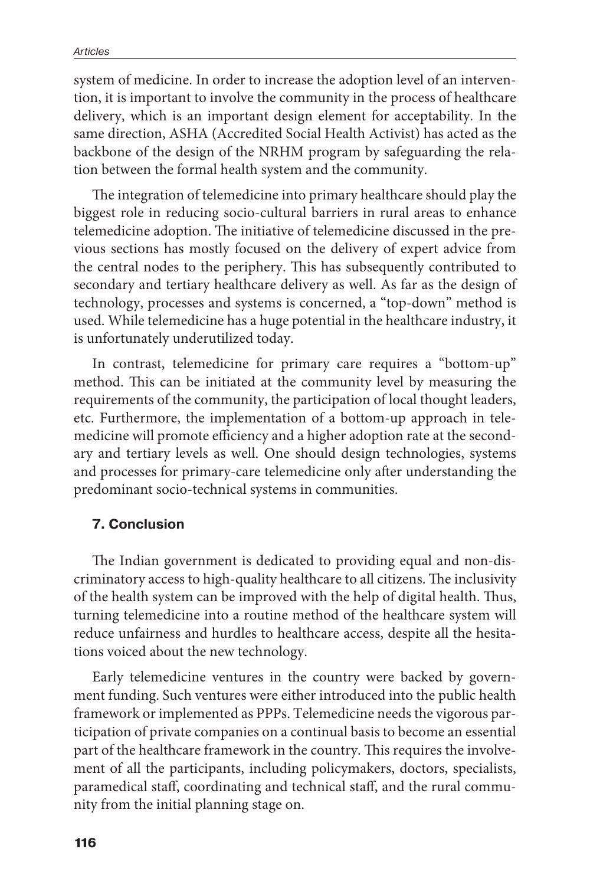system of medicine. In order to increase the adoption level of an intervention, it is important to involve the community in the process of healthcare delivery, which is an important design element for acceptability. In the same direction, ASHA (Accredited Social Health Activist) has acted as the backbone of the design of the NRHM program by safeguarding the relation between the formal health system and the community.

The integration of telemedicine into primary healthcare should play the biggest role in reducing socio-cultural barriers in rural areas to enhance telemedicine adoption. The initiative of telemedicine discussed in the previous sections has mostly focused on the delivery of expert advice from the central nodes to the periphery. This has subsequently contributed to secondary and tertiary healthcare delivery as well. As far as the design of technology, processes and systems is concerned, a "top-down" method is used. While telemedicine has a huge potential in the healthcare industry, it is unfortunately underutilized today.

In contrast, telemedicine for primary care requires a "bottom-up" method. This can be initiated at the community level by measuring the requirements of the community, the participation of local thought leaders, etc. Furthermore, the implementation of a bottom-up approach in telemedicine will promote efficiency and a higher adoption rate at the secondary and tertiary levels as well. One should design technologies, systems and processes for primary-care telemedicine only after understanding the predominant socio-technical systems in communities.

## 7. Conclusion

The Indian government is dedicated to providing equal and non-discriminatory access to high-quality healthcare to all citizens. The inclusivity of the health system can be improved with the help of digital health. Thus, turning telemedicine into a routine method of the healthcare system will reduce unfairness and hurdles to healthcare access, despite all the hesitations voiced about the new technology.

Early telemedicine ventures in the country were backed by government funding. Such ventures were either introduced into the public health framework or implemented as PPPs. Telemedicine needs the vigorous participation of private companies on a continual basis to become an essential part of the healthcare framework in the country. This requires the involvement of all the participants, including policymakers, doctors, specialists, paramedical staff, coordinating and technical staff, and the rural community from the initial planning stage on.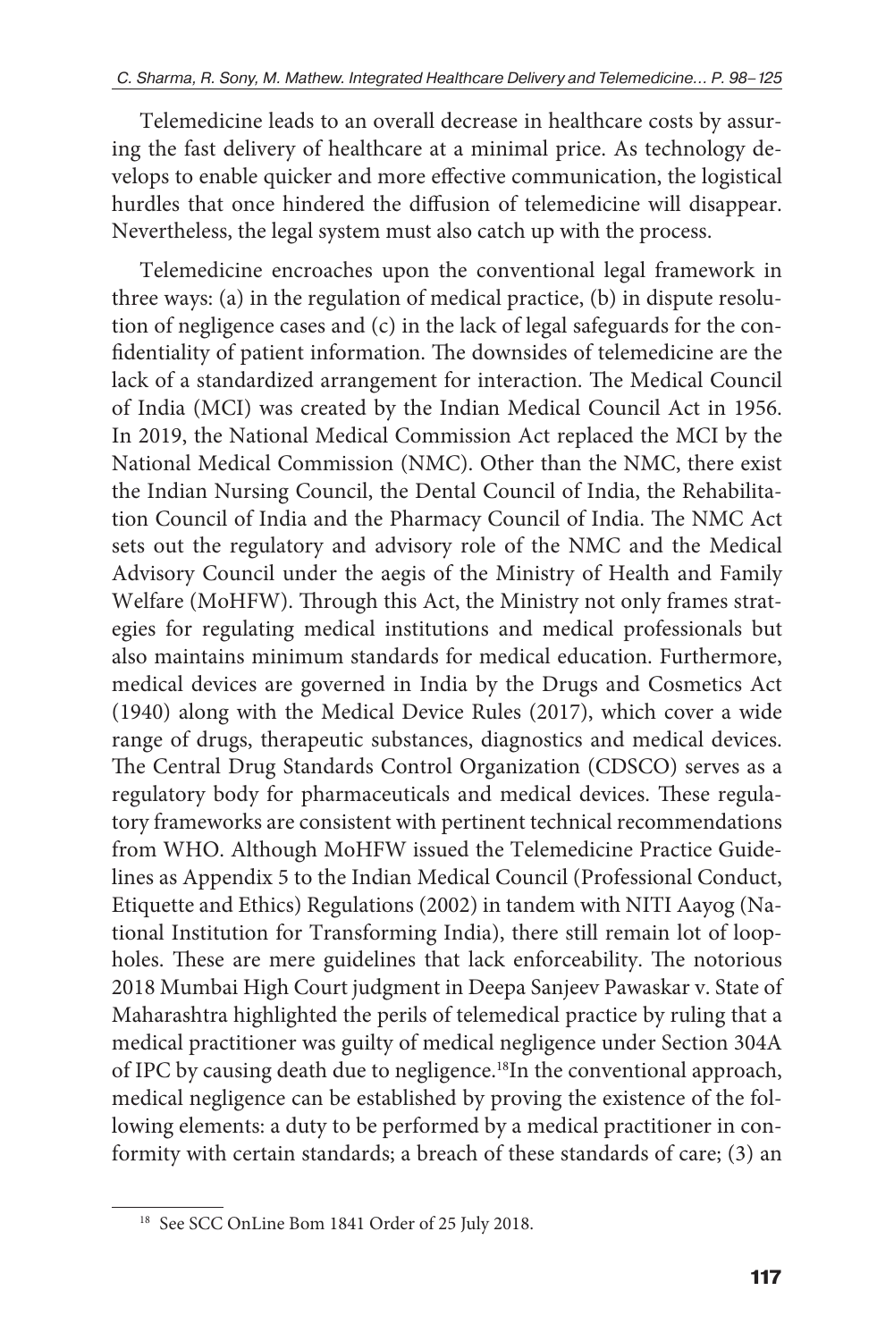Telemedicine leads to an overall decrease in healthcare costs by assuring the fast delivery of healthcare at a minimal price. As technology develops to enable quicker and more effective communication, the logistical hurdles that once hindered the diffusion of telemedicine will disappear. Nevertheless, the legal system must also catch up with the process.

Telemedicine encroaches upon the conventional legal framework in three ways: (a) in the regulation of medical practice, (b) in dispute resolution of negligence cases and (c) in the lack of legal safeguards for the confidentiality of patient information. The downsides of telemedicine are the lack of a standardized arrangement for interaction. The Medical Council of India (MCI) was created by the Indian Medical Council Act in 1956. In 2019, the National Medical Commission Act replaced the MCI by the National Medical Commission (NMC). Other than the NMC, there exist the Indian Nursing Council, the Dental Council of India, the Rehabilitation Council of India and the Pharmacy Council of India. The NMC Act sets out the regulatory and advisory role of the NMC and the Medical Advisory Council under the aegis of the Ministry of Health and Family Welfare (MoHFW). Through this Act, the Ministry not only frames strategies for regulating medical institutions and medical professionals but also maintains minimum standards for medical education. Furthermore, medical devices are governed in India by the Drugs and Cosmetics Act (1940) along with the Medical Device Rules (2017), which cover a wide range of drugs, therapeutic substances, diagnostics and medical devices. The Central Drug Standards Control Organization (CDSCO) serves as a regulatory body for pharmaceuticals and medical devices. These regulatory frameworks are consistent with pertinent technical recommendations from WHO. Although MoHFW issued the Telemedicine Practice Guidelines as Appendix 5 to the Indian Medical Council (Professional Conduct, Etiquette and Ethics) Regulations (2002) in tandem with NITI Aayog (National Institution for Transforming India), there still remain lot of loopholes. These are mere guidelines that lack enforceability. The notorious 2018 Mumbai High Court judgment in Deepa Sanjeev Pawaskar v. State of Maharashtra highlighted the perils of telemedical practice by ruling that a medical practitioner was guilty of medical negligence under Section 304A of IPC by causing death due to negligence.[18]In the conventional approach, medical negligence can be established by proving the existence of the following elements: a duty to be performed by a medical practitioner in conformity with certain standards; a breach of these standards of care; (3) an

[18] See SCC OnLine Bom 1841 Order of 25 July 2018.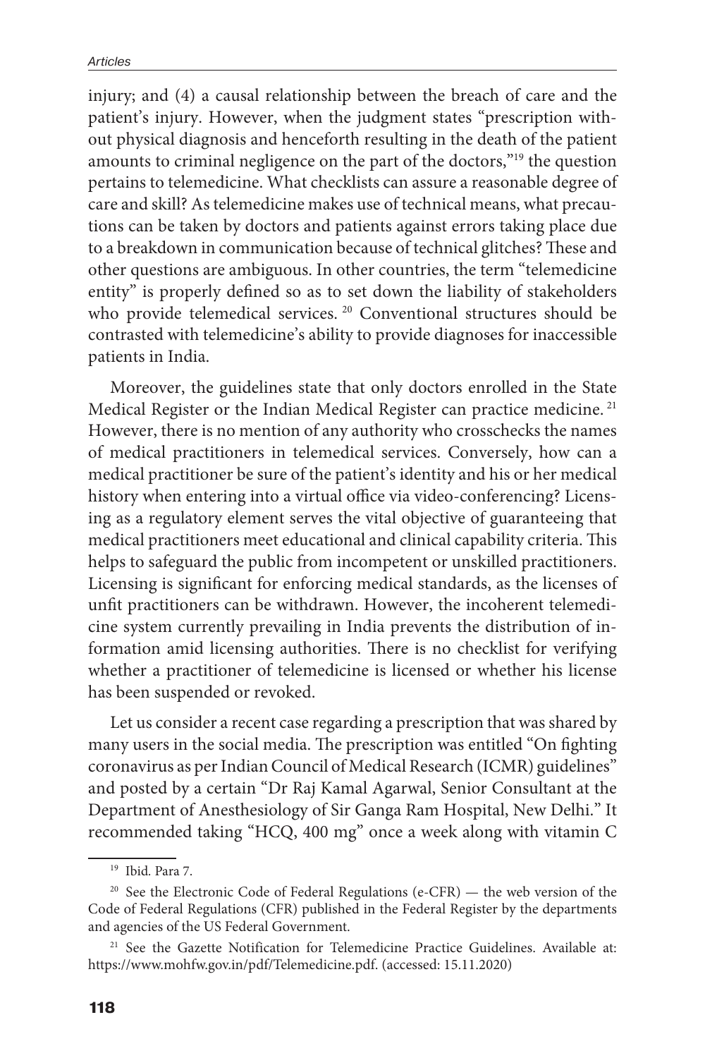injury; and (4) a causal relationship between the breach of care and the patient's injury. However, when the judgment states "prescription without physical diagnosis and henceforth resulting in the death of the patient amounts to criminal negligence on the part of the doctors,"[19] the question pertains to telemedicine. What checklists can assure a reasonable degree of care and skill? As telemedicine makes use of technical means, what precautions can be taken by doctors and patients against errors taking place due to a breakdown in communication because of technical glitches? These and other questions are ambiguous. In other countries, the term "telemedicine entity" is properly defined so as to set down the liability of stakeholders who provide telemedical services.[20] Conventional structures should be contrasted with telemedicine's ability to provide diagnoses for inaccessible patients in India.

Moreover, the guidelines state that only doctors enrolled in the State Medical Register or the Indian Medical Register can practice medicine.[21] However, there is no mention of any authority who crosschecks the names of medical practitioners in telemedical services. Conversely, how can a medical practitioner be sure of the patient's identity and his or her medical history when entering into a virtual office via video-conferencing? Licensing as a regulatory element serves the vital objective of guaranteeing that medical practitioners meet educational and clinical capability criteria. This helps to safeguard the public from incompetent or unskilled practitioners. Licensing is significant for enforcing medical standards, as the licenses of unfit practitioners can be withdrawn. However, the incoherent telemedicine system currently prevailing in India prevents the distribution of information amid licensing authorities. There is no checklist for verifying whether a practitioner of telemedicine is licensed or whether his license has been suspended or revoked.

Let us consider a recent case regarding a prescription that was shared by many users in the social media. The prescription was entitled "On fighting coronavirus as per Indian Council of Medical Research (ICMR) guidelines" and posted by a certain "Dr Raj Kamal Agarwal, Senior Consultant at the Department of Anesthesiology of Sir Ganga Ram Hospital, New Delhi." It recommended taking "HCQ, 400 mg" once a week along with vitamin C

---

[19] Ibid. Para 7.

[20] See the Electronic Code of Federal Regulations (e-CFR) — the web version of the Code of Federal Regulations (CFR) published in the Federal Register by the departments and agencies of the US Federal Government.

[21] See the Gazette Notification for Telemedicine Practice Guidelines. Available at: https://www.mohfw.gov.in/pdf/Telemedicine.pdf. (accessed: 15.11.2020)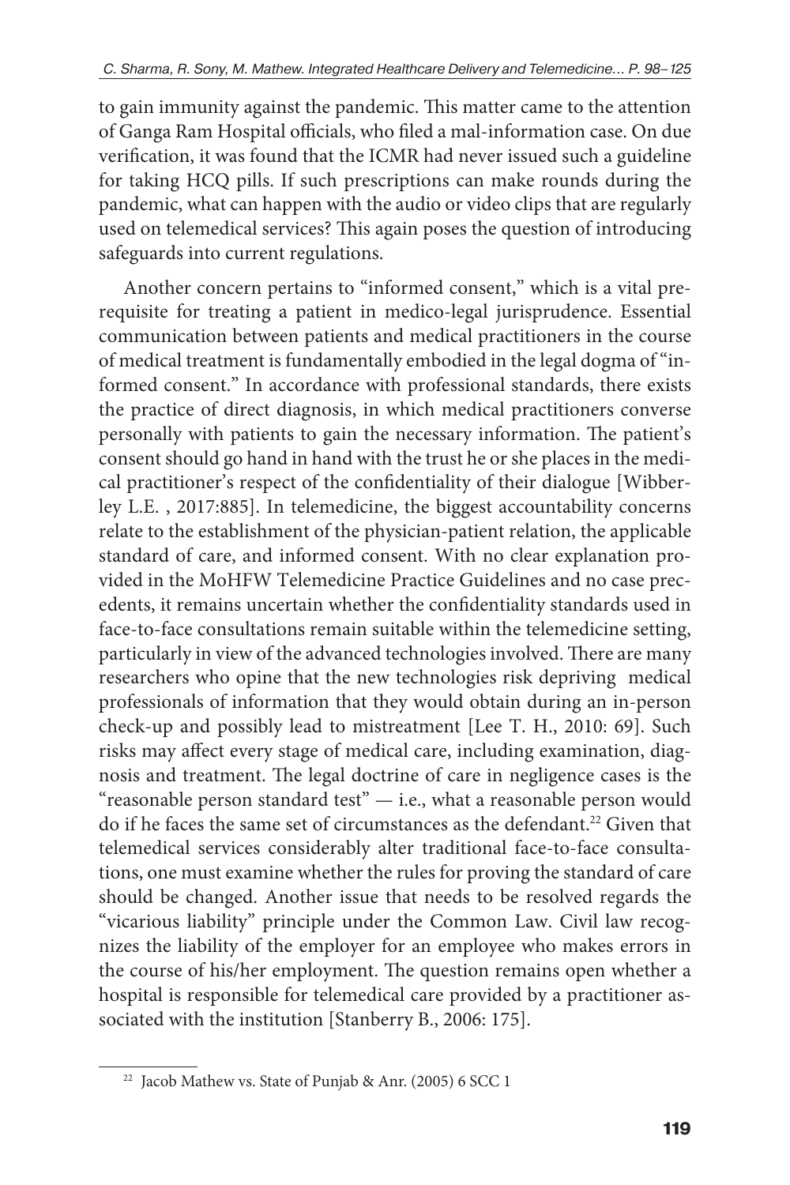to gain immunity against the pandemic. This matter came to the attention of Ganga Ram Hospital officials, who filed a mal-information case. On due verification, it was found that the ICMR had never issued such a guideline for taking HCQ pills. If such prescriptions can make rounds during the pandemic, what can happen with the audio or video clips that are regularly used on telemedical services? This again poses the question of introducing safeguards into current regulations.

Another concern pertains to "informed consent," which is a vital prerequisite for treating a patient in medico-legal jurisprudence. Essential communication between patients and medical practitioners in the course of medical treatment is fundamentally embodied in the legal dogma of "informed consent." In accordance with professional standards, there exists the practice of direct diagnosis, in which medical practitioners converse personally with patients to gain the necessary information. The patient's consent should go hand in hand with the trust he or she places in the medical practitioner's respect of the confidentiality of their dialogue [Wibberley L.E. , 2017:885]. In telemedicine, the biggest accountability concerns relate to the establishment of the physician-patient relation, the applicable standard of care, and informed consent. With no clear explanation provided in the MoHFW Telemedicine Practice Guidelines and no case precedents, it remains uncertain whether the confidentiality standards used in face-to-face consultations remain suitable within the telemedicine setting, particularly in view of the advanced technologies involved. There are many researchers who opine that the new technologies risk depriving medical professionals of information that they would obtain during an in-person check-up and possibly lead to mistreatment [Lee T. H., 2010: 69]. Such risks may affect every stage of medical care, including examination, diagnosis and treatment. The legal doctrine of care in negligence cases is the "reasonable person standard test" — i.e., what a reasonable person would do if he faces the same set of circumstances as the defendant.[22] Given that telemedical services considerably alter traditional face-to-face consultations, one must examine whether the rules for proving the standard of care should be changed. Another issue that needs to be resolved regards the "vicarious liability" principle under the Common Law. Civil law recognizes the liability of the employer for an employee who makes errors in the course of his/her employment. The question remains open whether a hospital is responsible for telemedical care provided by a practitioner associated with the institution [Stanberry B., 2006: 175].

[22] Jacob Mathew vs. State of Punjab & Anr. (2005) 6 SCC 1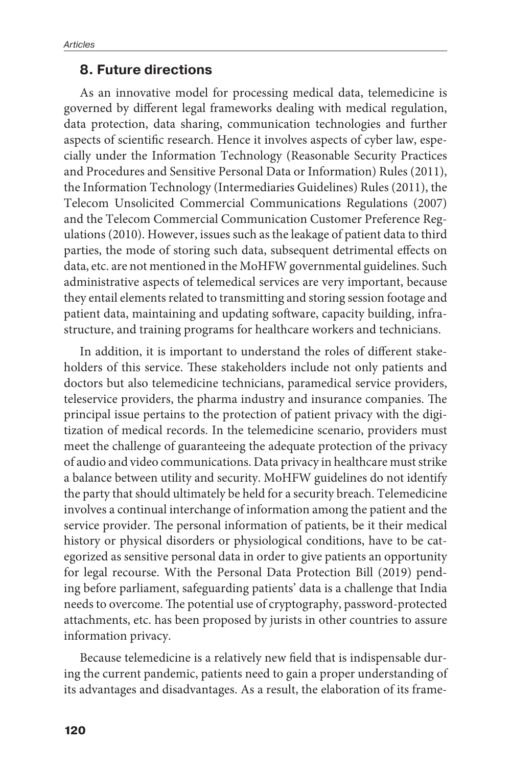## 8. Future directions

As an innovative model for processing medical data, telemedicine is governed by different legal frameworks dealing with medical regulation, data protection, data sharing, communication technologies and further aspects of scientific research. Hence it involves aspects of cyber law, especially under the Information Technology (Reasonable Security Practices and Procedures and Sensitive Personal Data or Information) Rules (2011), the Information Technology (Intermediaries Guidelines) Rules (2011), the Telecom Unsolicited Commercial Communications Regulations (2007) and the Telecom Commercial Communication Customer Preference Regulations (2010). However, issues such as the leakage of patient data to third parties, the mode of storing such data, subsequent detrimental effects on data, etc. are not mentioned in the MoHFW governmental guidelines. Such administrative aspects of telemedical services are very important, because they entail elements related to transmitting and storing session footage and patient data, maintaining and updating software, capacity building, infrastructure, and training programs for healthcare workers and technicians.

In addition, it is important to understand the roles of different stakeholders of this service. These stakeholders include not only patients and doctors but also telemedicine technicians, paramedical service providers, teleservice providers, the pharma industry and insurance companies. The principal issue pertains to the protection of patient privacy with the digitization of medical records. In the telemedicine scenario, providers must meet the challenge of guaranteeing the adequate protection of the privacy of audio and video communications. Data privacy in healthcare must strike a balance between utility and security. MoHFW guidelines do not identify the party that should ultimately be held for a security breach. Telemedicine involves a continual interchange of information among the patient and the service provider. The personal information of patients, be it their medical history or physical disorders or physiological conditions, have to be categorized as sensitive personal data in order to give patients an opportunity for legal recourse. With the Personal Data Protection Bill (2019) pending before parliament, safeguarding patients' data is a challenge that India needs to overcome. The potential use of cryptography, password-protected attachments, etc. has been proposed by jurists in other countries to assure information privacy.

Because telemedicine is a relatively new field that is indispensable during the current pandemic, patients need to gain a proper understanding of its advantages and disadvantages. As a result, the elaboration of its frame-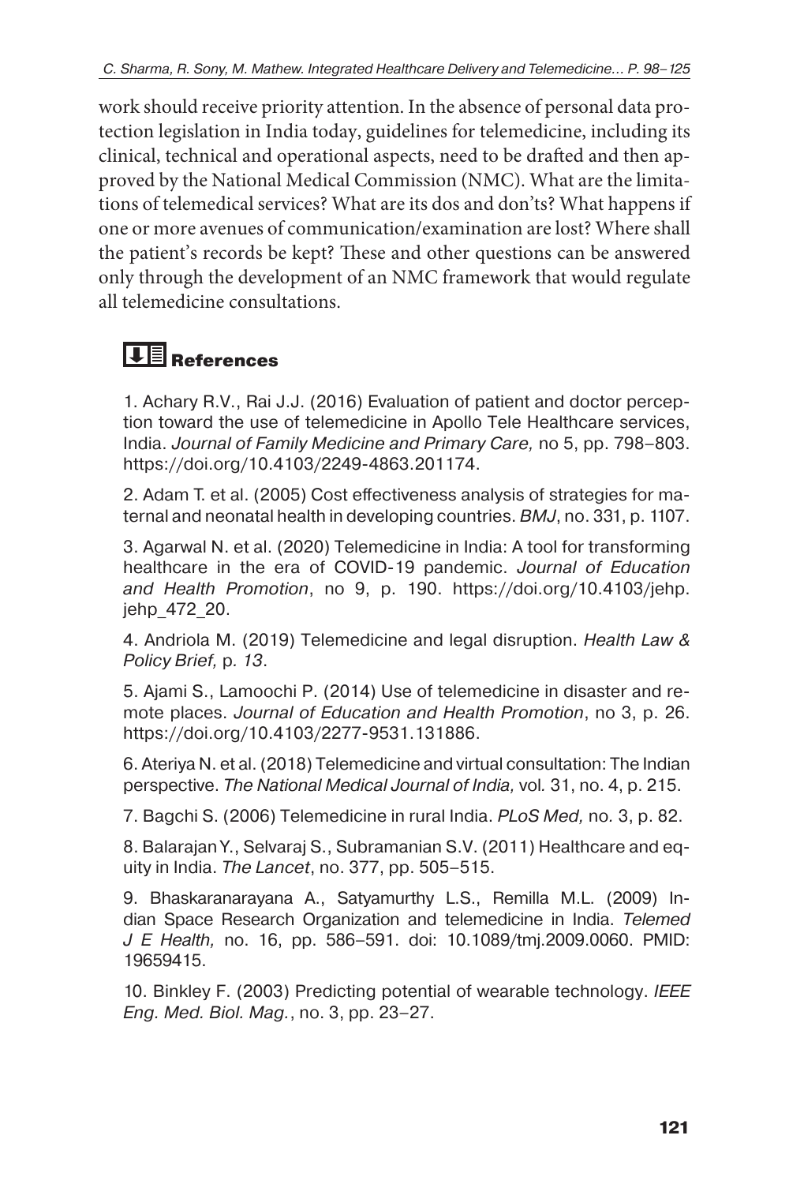work should receive priority attention. In the absence of personal data protection legislation in India today, guidelines for telemedicine, including its clinical, technical and operational aspects, need to be drafted and then approved by the National Medical Commission (NMC). What are the limitations of telemedical services? What are its dos and don'ts? What happens if one or more avenues of communication/examination are lost? Where shall the patient's records be kept? These and other questions can be answered only through the development of an NMC framework that would regulate all telemedicine consultations.

## References

1. Achary R.V., Rai J.J. (2016) Evaluation of patient and doctor perception toward the use of telemedicine in Apollo Tele Healthcare services, India. *Journal of Family Medicine and Primary Care,* no 5, pp. 798–803. https://doi.org/10.4103/2249-4863.201174.

2. Adam T. et al. (2005) Cost effectiveness analysis of strategies for maternal and neonatal health in developing countries. *BMJ*, no. 331, p. 1107.

3. Agarwal N. et al. (2020) Telemedicine in India: A tool for transforming healthcare in the era of COVID-19 pandemic. *Journal of Education and Health Promotion*, no 9, p. 190. https://doi.org/10.4103/jehp.jehp_472_20.

4. Andriola M. (2019) Telemedicine and legal disruption. *Health Law & Policy Brief,* p. *13*.

5. Ajami S., Lamoochi P. (2014) Use of telemedicine in disaster and remote places. *Journal of Education and Health Promotion*, no 3, p. 26. https://doi.org/10.4103/2277-9531.131886.

6. Ateriya N. et al. (2018) Telemedicine and virtual consultation: The Indian perspective. *The National Medical Journal of India,* vol. 31, no. 4, p. 215.

7. Bagchi S. (2006) Telemedicine in rural India. *PLoS Med,* no. 3, p. 82.

8. Balarajan Y., Selvaraj S., Subramanian S.V. (2011) Healthcare and equity in India. *The Lancet*, no. 377, pp. 505–515.

9. Bhaskaranarayana A., Satyamurthy L.S., Remilla M.L. (2009) Indian Space Research Organization and telemedicine in India. *Telemed J E Health,* no. 16, pp. 586–591. doi: 10.1089/tmj.2009.0060. PMID: 19659415.

10. Binkley F. (2003) Predicting potential of wearable technology. *IEEE Eng. Med. Biol. Mag.*, no. 3, pp. 23–27.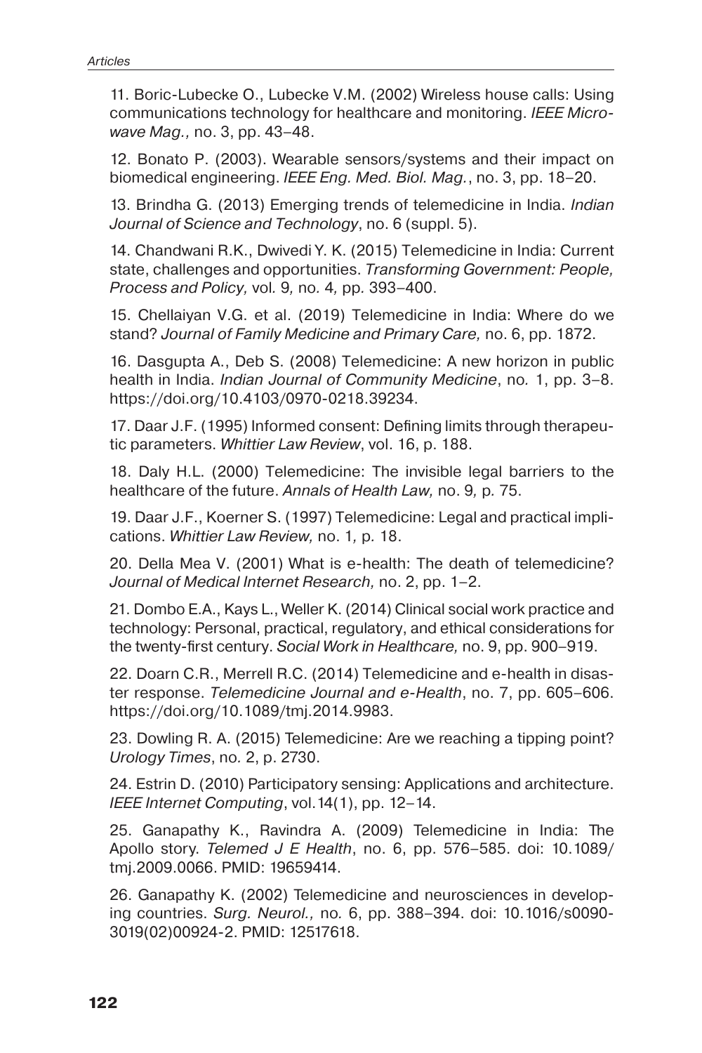11. Boric-Lubecke O., Lubecke V.M. (2002) Wireless house calls: Using communications technology for healthcare and monitoring. *IEEE Microwave Mag.,* no. 3, pp. 43–48.

12. Bonato P. (2003). Wearable sensors/systems and their impact on biomedical engineering. *IEEE Eng. Med. Biol. Mag.*, no. 3, pp. 18–20.

13. Brindha G. (2013) Emerging trends of telemedicine in India. *Indian Journal of Science and Technology*, no. 6 (suppl. 5).

14. Chandwani R.K., Dwivedi Y. K. (2015) Telemedicine in India: Current state, challenges and opportunities. *Transforming Government: People, Process and Policy,* vol. 9, no. 4, pp. 393–400.

15. Chellaiyan V.G. et al. (2019) Telemedicine in India: Where do we stand? *Journal of Family Medicine and Primary Care,* no. 6, pp. 1872.

16. Dasgupta A., Deb S. (2008) Telemedicine: A new horizon in public health in India. *Indian Journal of Community Medicine*, no. 1, pp. 3–8. https://doi.org/10.4103/0970-0218.39234.

17. Daar J.F. (1995) Informed consent: Defining limits through therapeutic parameters. *Whittier Law Review*, vol. 16, p. 188.

18. Daly H.L. (2000) Telemedicine: The invisible legal barriers to the healthcare of the future. *Annals of Health Law,* no. 9, p. 75.

19. Daar J.F., Koerner S. (1997) Telemedicine: Legal and practical implications. *Whittier Law Review,* no. 1, p. 18.

20. Della Mea V. (2001) What is e-health: The death of telemedicine? *Journal of Medical Internet Research,* no. 2, pp. 1–2.

21. Dombo E.A., Kays L., Weller K. (2014) Clinical social work practice and technology: Personal, practical, regulatory, and ethical considerations for the twenty-first century. *Social Work in Healthcare,* no. 9, pp. 900–919.

22. Doarn C.R., Merrell R.C. (2014) Telemedicine and e-health in disaster response. *Telemedicine Journal and e-Health*, no. 7, pp. 605–606. https://doi.org/10.1089/tmj.2014.9983.

23. Dowling R. A. (2015) Telemedicine: Are we reaching a tipping point? *Urology Times*, no. 2, p. 2730.

24. Estrin D. (2010) Participatory sensing: Applications and architecture. *IEEE Internet Computing*, vol.14(1), pp. 12–14.

25. Ganapathy K., Ravindra A. (2009) Telemedicine in India: The Apollo story. *Telemed J E Health*, no. 6, pp. 576–585. doi: 10.1089/tmj.2009.0066. PMID: 19659414.

26. Ganapathy K. (2002) Telemedicine and neurosciences in developing countries. *Surg. Neurol.,* no. 6, pp. 388–394. doi: 10.1016/s0090-3019(02)00924-2. PMID: 12517618.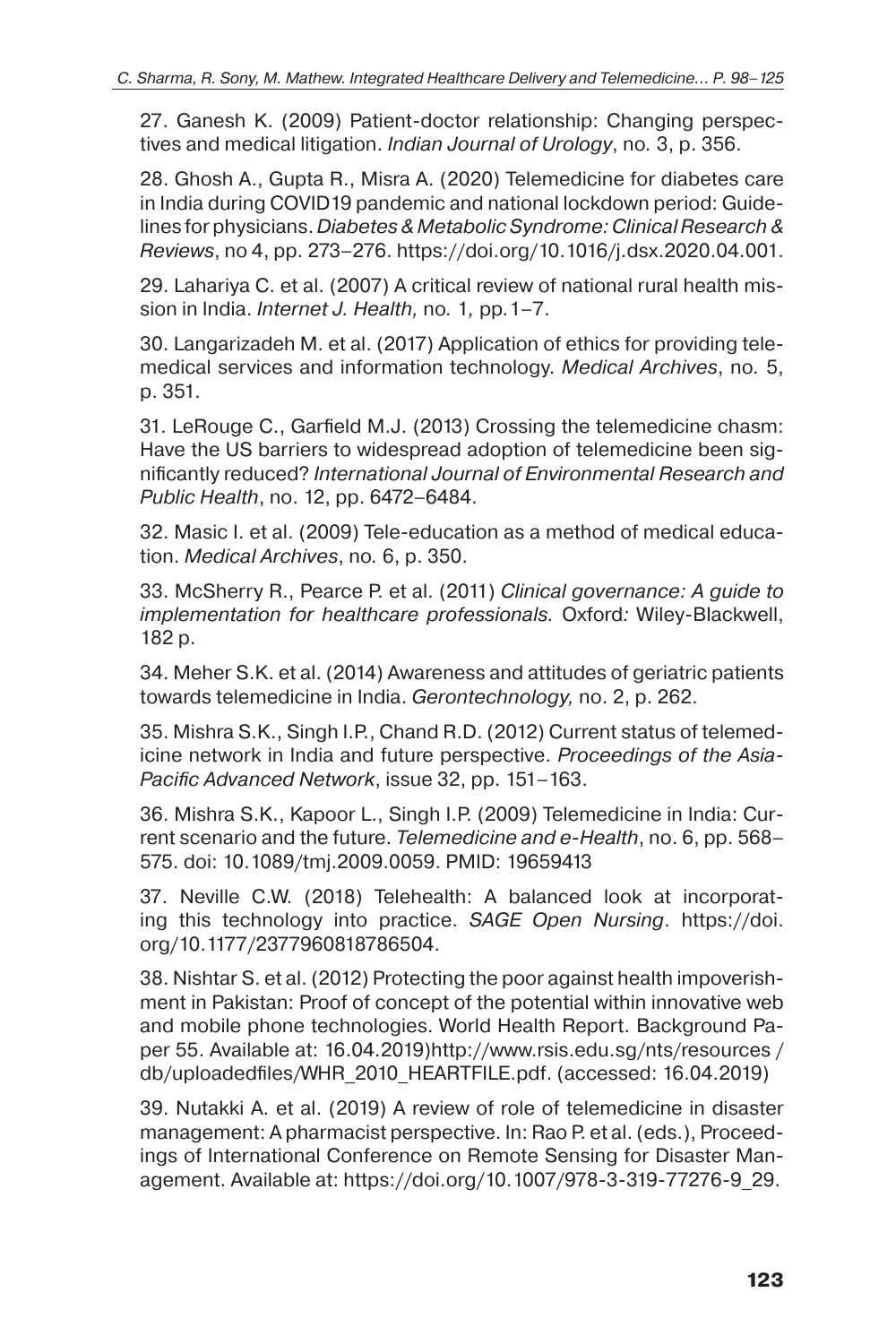27. Ganesh K. (2009) Patient-doctor relationship: Changing perspectives and medical litigation. *Indian Journal of Urology*, no. 3, p. 356.

28. Ghosh A., Gupta R., Misra A. (2020) Telemedicine for diabetes care in India during COVID19 pandemic and national lockdown period: Guidelines for physicians. *Diabetes & Metabolic Syndrome: Clinical Research & Reviews*, no 4, pp. 273–276. https://doi.org/10.1016/j.dsx.2020.04.001.

29. Lahariya C. et al. (2007) A critical review of national rural health mission in India. *Internet J. Health,* no. 1*,* pp. 1–7.

30. Langarizadeh M. et al. (2017) Application of ethics for providing telemedical services and information technology. *Medical Archives*, no. 5, p. 351.

31. LeRouge C., Garfield M.J. (2013) Crossing the telemedicine chasm: Have the US barriers to widespread adoption of telemedicine been significantly reduced? *International Journal of Environmental Research and Public Health*, no. 12, pp. 6472–6484.

32. Masic I. et al. (2009) Tele-education as a method of medical education. *Medical Archives*, no. 6, p. 350.

33. McSherry R., Pearce P. et al. (2011) *Clinical governance: A guide to implementation for healthcare professionals.* Oxford*:* Wiley-Blackwell, 182 p.

34. Meher S.K. et al. (2014) Awareness and attitudes of geriatric patients towards telemedicine in India. *Gerontechnology,* no. 2, p. 262.

35. Mishra S.K., Singh I.P., Chand R.D. (2012) Current status of telemedicine network in India and future perspective. *Proceedings of the Asia-Pacific Advanced Network*, issue 32, pp. 151–163.

36. Mishra S.K., Kapoor L., Singh I.P. (2009) Telemedicine in India: Current scenario and the future. *Telemedicine and e-Health*, no. 6, pp. 568–575. doi: 10.1089/tmj.2009.0059. PMID: 19659413

37. Neville C.W. (2018) Telehealth: A balanced look at incorporating this technology into practice. *SAGE Open Nursing*. https://doi.org/10.1177/2377960818786504.

38. Nishtar S. et al. (2012) Protecting the poor against health impoverishment in Pakistan: Proof of concept of the potential within innovative web and mobile phone technologies. World Health Report. Background Paper 55. Available at: 16.04.2019)http://www.rsis.edu.sg/nts/resources / db/uploadedfiles/WHR_2010_HEARTFILE.pdf. (accessed: 16.04.2019)

39. Nutakki A. et al. (2019) A review of role of telemedicine in disaster management: A pharmacist perspective. In: Rao P. et al. (eds.), Proceedings of International Conference on Remote Sensing for Disaster Management. Available at: https://doi.org/10.1007/978-3-319-77276-9_29.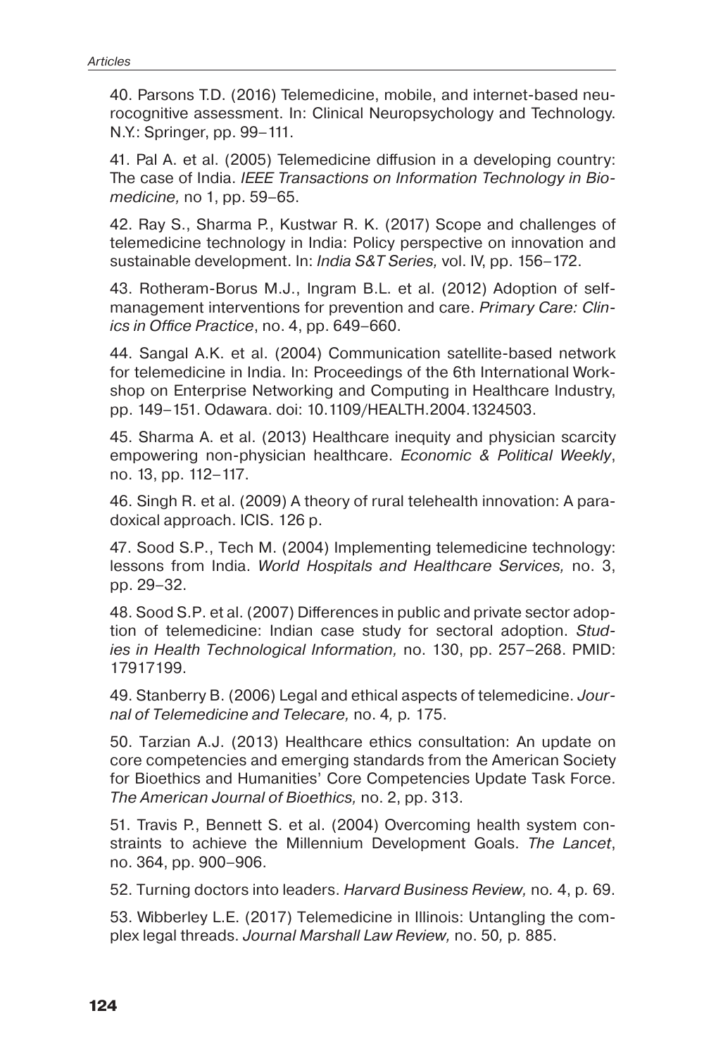40. Parsons T.D. (2016) Telemedicine, mobile, and internet-based neurocognitive assessment. In: Clinical Neuropsychology and Technology. N.Y.: Springer, pp. 99–111.

41. Pal A. et al. (2005) Telemedicine diffusion in a developing country: The case of India. *IEEE Transactions on Information Technology in Biomedicine,* no 1, pp. 59–65.

42. Ray S., Sharma P., Kustwar R. K. (2017) Scope and challenges of telemedicine technology in India: Policy perspective on innovation and sustainable development. In: *India S&T Series,* vol. IV, pp. 156–172.

43. Rotheram-Borus M.J., Ingram B.L. et al. (2012) Adoption of self-management interventions for prevention and care. *Primary Care: Clinics in Office Practice*, no. 4, pp. 649–660.

44. Sangal A.K. et al. (2004) Communication satellite-based network for telemedicine in India. In: Proceedings of the 6th International Workshop on Enterprise Networking and Computing in Healthcare Industry, pp. 149–151. Odawara. doi: 10.1109/HEALTH.2004.1324503.

45. Sharma A. et al. (2013) Healthcare inequity and physician scarcity empowering non-physician healthcare. *Economic & Political Weekly*, no. 13, pp. 112–117.

46. Singh R. et al. (2009) A theory of rural telehealth innovation: A paradoxical approach. ICIS. 126 p.

47. Sood S.P., Tech M. (2004) Implementing telemedicine technology: lessons from India. *World Hospitals and Healthcare Services,* no. 3, pp. 29–32.

48. Sood S.P. et al. (2007) Differences in public and private sector adoption of telemedicine: Indian case study for sectoral adoption. *Studies in Health Technological Information,* no. 130, pp. 257–268. PMID: 17917199.

49. Stanberry B. (2006) Legal and ethical aspects of telemedicine. *Journal of Telemedicine and Telecare,* no. 4*,* p*.* 175.

50. Tarzian A.J. (2013) Healthcare ethics consultation: An update on core competencies and emerging standards from the American Society for Bioethics and Humanities' Core Competencies Update Task Force. *The American Journal of Bioethics,* no. 2, pp. 313.

51. Travis P., Bennett S. et al. (2004) Overcoming health system constraints to achieve the Millennium Development Goals. *The Lancet*, no. 364, pp. 900–906.

52. Turning doctors into leaders. *Harvard Business Review,* no*.* 4, p*.* 69.

53. Wibberley L.E. (2017) Telemedicine in Illinois: Untangling the complex legal threads. *Journal Marshall Law Review,* no. 50*,* p*.* 885.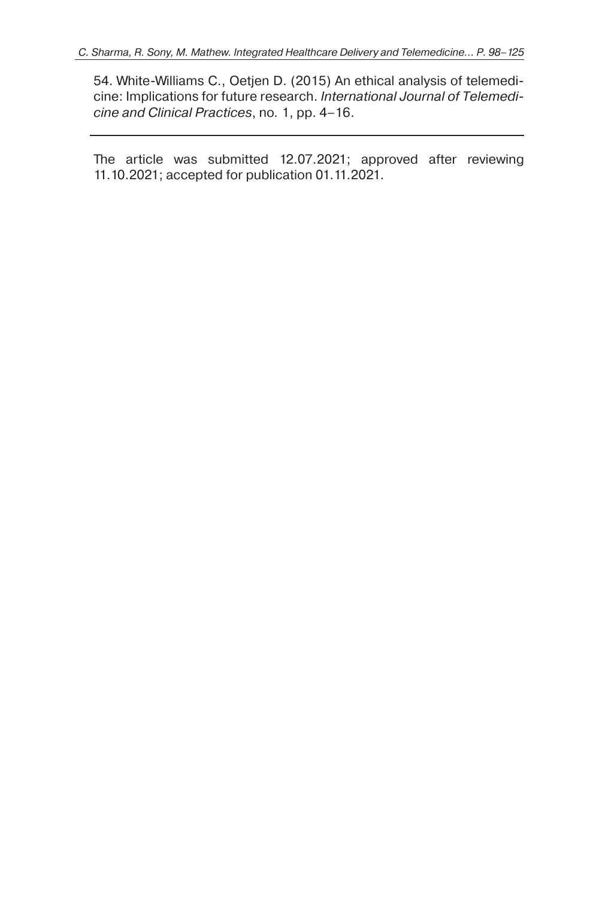54. White-Williams C., Oetjen D. (2015) An ethical analysis of telemedicine: Implications for future research. *International Journal of Telemedicine and Clinical Practices*, no. 1, pp. 4–16.

---

The article was submitted 12.07.2021; approved after reviewing 11.10.2021; accepted for publication 01.11.2021.